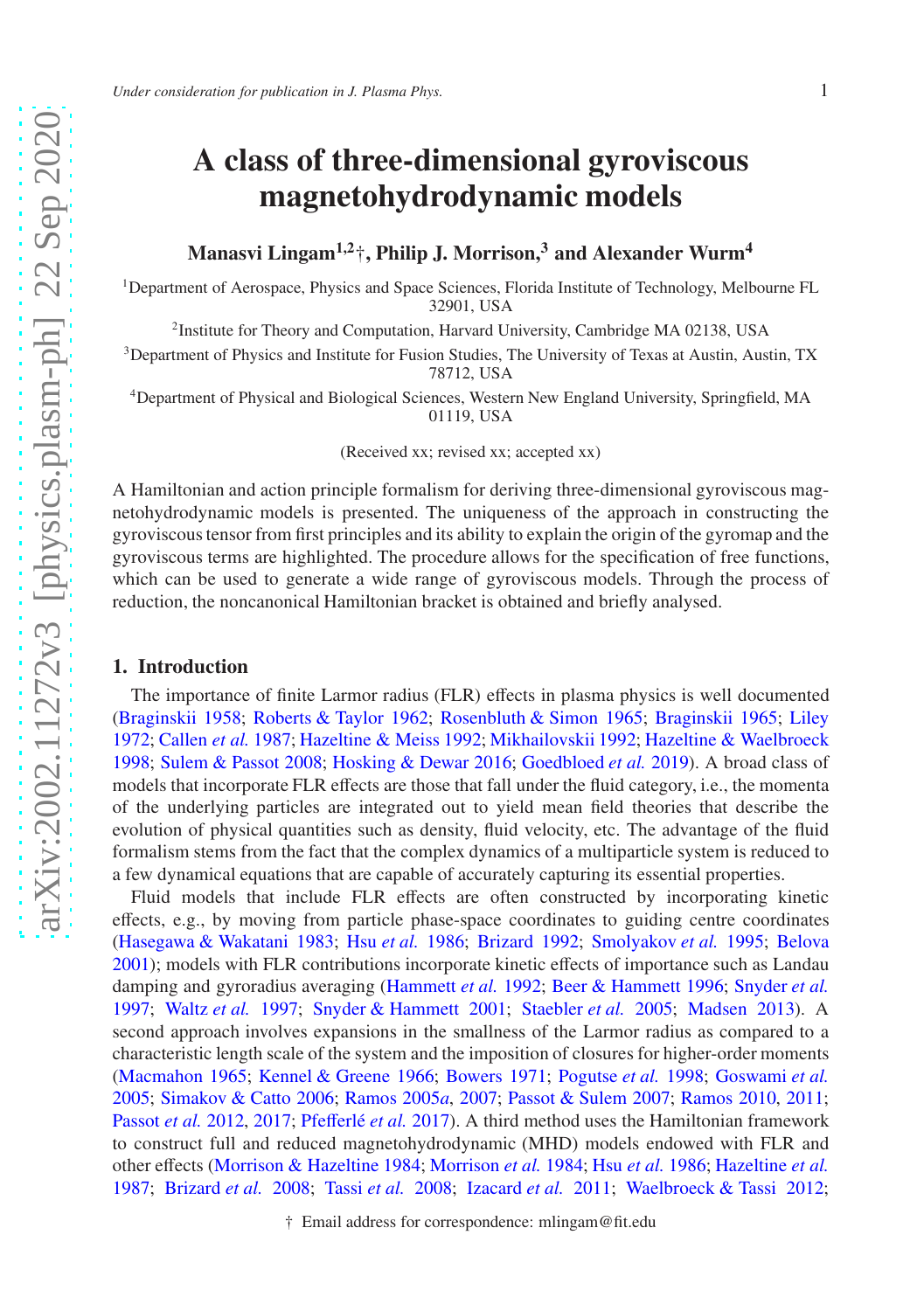*Under consideration for publication in J. Plasma Phys.*

# A class of three-dimensional gyroviscous magnetohydrodynamic models

**Manasvi Lingam[1,2]†, Philip J. Morrison,[3] and Alexander Wurm[4]**

[1]Department of Aerospace, Physics and Space Sciences, Florida Institute of Technology, Melbourne FL 32901, USA

[2]Institute for Theory and Computation, Harvard University, Cambridge MA 02138, USA

[3]Department of Physics and Institute for Fusion Studies, The University of Texas at Austin, Austin, TX 78712, USA

[4]Department of Physical and Biological Sciences, Western New England University, Springfield, MA 01119, USA

(Received xx; revised xx; accepted xx)

A Hamiltonian and action principle formalism for deriving three-dimensional gyroviscous magnetohydrodynamic models is presented. The uniqueness of the approach in constructing the gyroviscous tensor from first principles and its ability to explain the origin of the gyromap and the gyroviscous terms are highlighted. The procedure allows for the specification of free functions, which can be used to generate a wide range of gyroviscous models. Through the process of reduction, the noncanonical Hamiltonian bracket is obtained and briefly analysed.

## 1. Introduction

The importance of finite Larmor radius (FLR) effects in plasma physics is well documented (Braginskii 1958; Roberts & Taylor 1962; Rosenbluth & Simon 1965; Braginskii 1965; Liley 1972; Callen *et al.* 1987; Hazeltine & Meiss 1992; Mikhailovskii 1992; Hazeltine & Waelbroeck 1998; Sulem & Passot 2008; Hosking & Dewar 2016; Goedbloed *et al.* 2019). A broad class of models that incorporate FLR effects are those that fall under the fluid category, i.e., the momenta of the underlying particles are integrated out to yield mean field theories that describe the evolution of physical quantities such as density, fluid velocity, etc. The advantage of the fluid formalism stems from the fact that the complex dynamics of a multiparticle system is reduced to a few dynamical equations that are capable of accurately capturing its essential properties.

Fluid models that include FLR effects are often constructed by incorporating kinetic effects, e.g., by moving from particle phase-space coordinates to guiding centre coordinates (Hasegawa & Wakatani 1983; Hsu *et al.* 1986; Brizard 1992; Smolyakov *et al.* 1995; Belova 2001); models with FLR contributions incorporate kinetic effects of importance such as Landau damping and gyroradius averaging (Hammett *et al.* 1992; Beer & Hammett 1996; Snyder *et al.* 1997; Waltz *et al.* 1997; Snyder & Hammett 2001; Staebler *et al.* 2005; Madsen 2013). A second approach involves expansions in the smallness of the Larmor radius as compared to a characteristic length scale of the system and the imposition of closures for higher-order moments (Macmahon 1965; Kennel & Greene 1966; Bowers 1971; Pogutse *et al.* 1998; Goswami *et al.* 2005; Simakov & Catto 2006; Ramos 2005*a*, 2007; Passot & Sulem 2007; Ramos 2010, 2011; Passot *et al.* 2012, 2017; Pfefferlé *et al.* 2017). A third method uses the Hamiltonian framework to construct full and reduced magnetohydrodynamic (MHD) models endowed with FLR and other effects (Morrison & Hazeltine 1984; Morrison *et al.* 1984; Hsu *et al.* 1986; Hazeltine *et al.* 1987; Brizard *et al.* 2008; Tassi *et al.* 2008; Izacard *et al.* 2011; Waelbroeck & Tassi 2012;

† Email address for correspondence: mlingam@fit.edu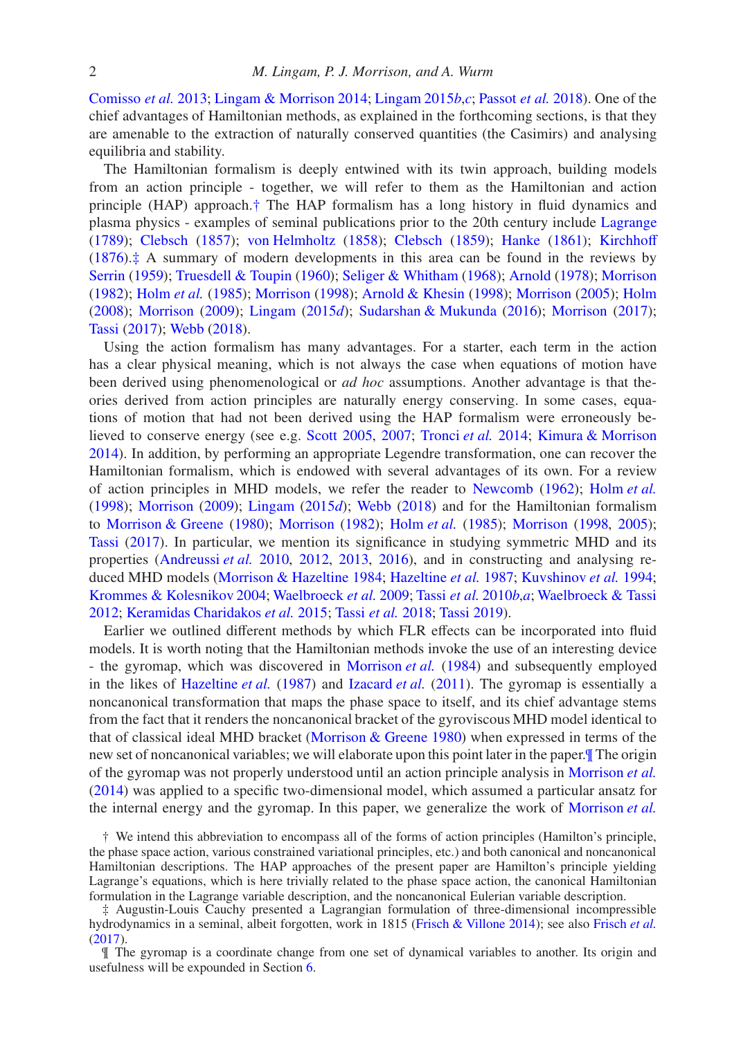Comisso *et al.* 2013; Lingam & Morrison 2014; Lingam 2015*b*,*c*; Passot *et al.* 2018). One of the chief advantages of Hamiltonian methods, as explained in the forthcoming sections, is that they are amenable to the extraction of naturally conserved quantities (the Casimirs) and analysing equilibria and stability.

The Hamiltonian formalism is deeply entwined with its twin approach, building models from an action principle - together, we will refer to them as the Hamiltonian and action principle (HAP) approach.† The HAP formalism has a long history in fluid dynamics and plasma physics - examples of seminal publications prior to the 20th century include Lagrange (1789); Clebsch (1857); von Helmholtz (1858); Clebsch (1859); Hanke (1861); Kirchhoff (1876).‡ A summary of modern developments in this area can be found in the reviews by Serrin (1959); Truesdell & Toupin (1960); Seliger & Whitham (1968); Arnold (1978); Morrison (1982); Holm *et al.* (1985); Morrison (1998); Arnold & Khesin (1998); Morrison (2005); Holm (2008); Morrison (2009); Lingam (2015*d*); Sudarshan & Mukunda (2016); Morrison (2017); Tassi (2017); Webb (2018).

Using the action formalism has many advantages. For a starter, each term in the action has a clear physical meaning, which is not always the case when equations of motion have been derived using phenomenological or *ad hoc* assumptions. Another advantage is that theories derived from action principles are naturally energy conserving. In some cases, equations of motion that had not been derived using the HAP formalism were erroneously believed to conserve energy (see e.g. Scott 2005, 2007; Tronci *et al.* 2014; Kimura & Morrison 2014). In addition, by performing an appropriate Legendre transformation, one can recover the Hamiltonian formalism, which is endowed with several advantages of its own. For a review of action principles in MHD models, we refer the reader to Newcomb (1962); Holm *et al.* (1998); Morrison (2009); Lingam (2015*d*); Webb (2018) and for the Hamiltonian formalism to Morrison & Greene (1980); Morrison (1982); Holm *et al.* (1985); Morrison (1998, 2005); Tassi (2017). In particular, we mention its significance in studying symmetric MHD and its properties (Andreussi *et al.* 2010, 2012, 2013, 2016), and in constructing and analysing reduced MHD models (Morrison & Hazeltine 1984; Hazeltine *et al.* 1987; Kuvshinov *et al.* 1994; Krommes & Kolesnikov 2004; Waelbroeck *et al.* 2009; Tassi *et al.* 2010*b*,*a*; Waelbroeck & Tassi 2012; Keramidas Charidakos *et al.* 2015; Tassi *et al.* 2018; Tassi 2019).

Earlier we outlined different methods by which FLR effects can be incorporated into fluid models. It is worth noting that the Hamiltonian methods invoke the use of an interesting device - the gyromap, which was discovered in Morrison *et al.* (1984) and subsequently employed in the likes of Hazeltine *et al.* (1987) and Izacard *et al.* (2011). The gyromap is essentially a noncanonical transformation that maps the phase space to itself, and its chief advantage stems from the fact that it renders the noncanonical bracket of the gyroviscous MHD model identical to that of classical ideal MHD bracket (Morrison & Greene 1980) when expressed in terms of the new set of noncanonical variables; we will elaborate upon this point later in the paper.¶ The origin of the gyromap was not properly understood until an action principle analysis in Morrison *et al.* (2014) was applied to a specific two-dimensional model, which assumed a particular ansatz for the internal energy and the gyromap. In this paper, we generalize the work of Morrison *et al.*

† We intend this abbreviation to encompass all of the forms of action principles (Hamilton's principle, the phase space action, various constrained variational principles, etc.) and both canonical and noncanonical Hamiltonian descriptions. The HAP approaches of the present paper are Hamilton's principle yielding Lagrange's equations, which is here trivially related to the phase space action, the canonical Hamiltonian formulation in the Lagrange variable description, and the noncanonical Eulerian variable description.

‡ Augustin-Louis Cauchy presented a Lagrangian formulation of three-dimensional incompressible hydrodynamics in a seminal, albeit forgotten, work in 1815 (Frisch & Villone 2014); see also Frisch *et al.* (2017).

¶ The gyromap is a coordinate change from one set of dynamical variables to another. Its origin and usefulness will be expounded in Section 6.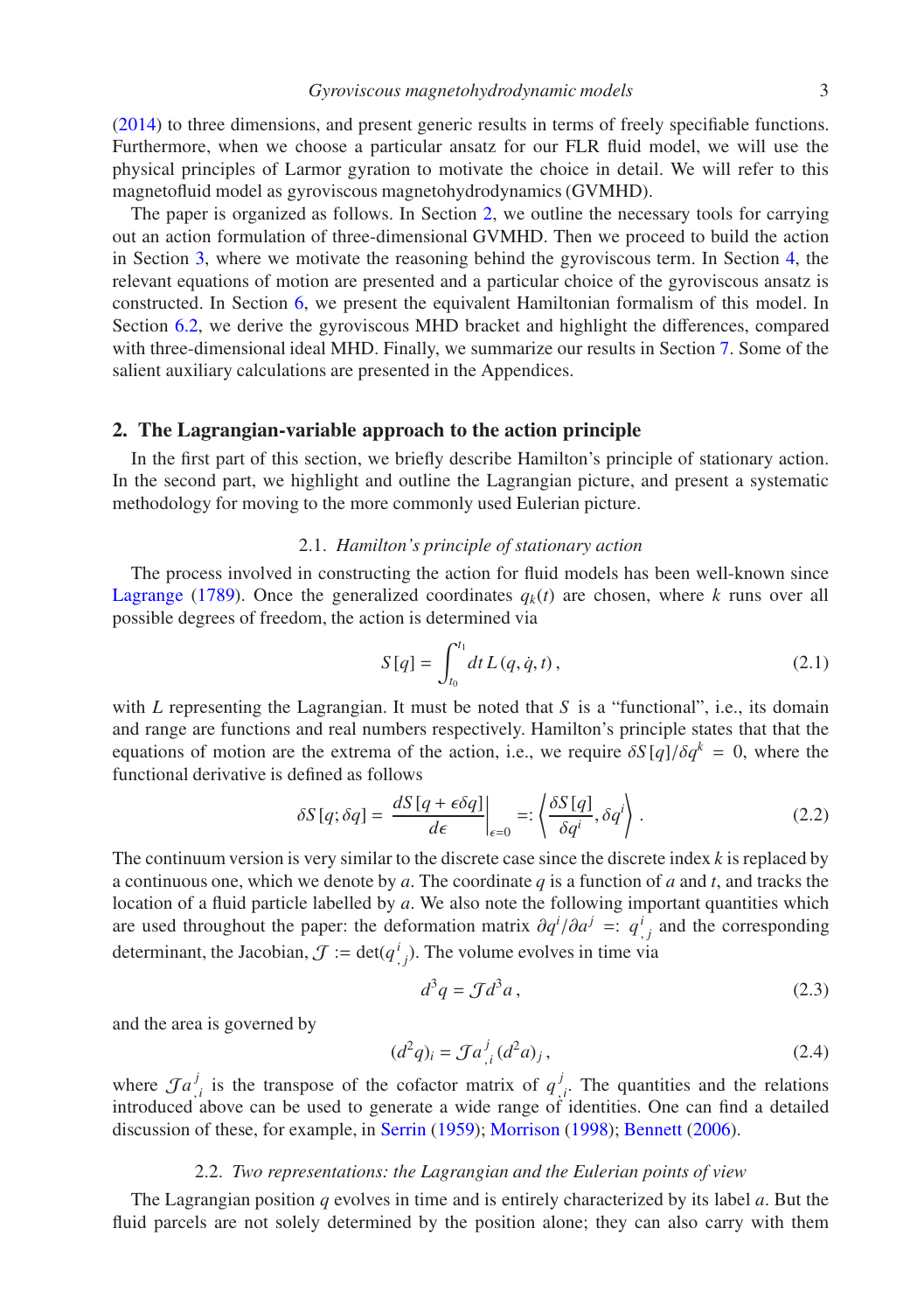(2014) to three dimensions, and present generic results in terms of freely specifiable functions. Furthermore, when we choose a particular ansatz for our FLR fluid model, we will use the physical principles of Larmor gyration to motivate the choice in detail. We will refer to this magnetofluid model as gyroviscous magnetohydrodynamics (GVMHD).

The paper is organized as follows. In Section 2, we outline the necessary tools for carrying out an action formulation of three-dimensional GVMHD. Then we proceed to build the action in Section 3, where we motivate the reasoning behind the gyroviscous term. In Section 4, the relevant equations of motion are presented and a particular choice of the gyroviscous ansatz is constructed. In Section 6, we present the equivalent Hamiltonian formalism of this model. In Section 6.2, we derive the gyroviscous MHD bracket and highlight the differences, compared with three-dimensional ideal MHD. Finally, we summarize our results in Section 7. Some of the salient auxiliary calculations are presented in the Appendices.

## 2. The Lagrangian-variable approach to the action principle

In the first part of this section, we briefly describe Hamilton's principle of stationary action. In the second part, we highlight and outline the Lagrangian picture, and present a systematic methodology for moving to the more commonly used Eulerian picture.

### 2.1. *Hamilton's principle of stationary action*

The process involved in constructing the action for fluid models has been well-known since Lagrange (1789). Once the generalized coordinates $q_k(t)$ are chosen, where $k$ runs over all possible degrees of freedom, the action is determined via

$$S[q] = \int_{t_0}^{t_1} dt\, L(q, \dot{q}, t)\,, \tag{2.1}$$

with $L$ representing the Lagrangian. It must be noted that $S$ is a "functional", i.e., its domain and range are functions and real numbers respectively. Hamilton's principle states that that the equations of motion are the extrema of the action, i.e., we require $\delta S[q]/\delta q^k = 0$, where the functional derivative is defined as follows

$$\delta S[q;\delta q] = \left.\frac{dS[q+\epsilon\delta q]}{d\epsilon}\right|_{\epsilon=0} =: \left\langle \frac{\delta S[q]}{\delta q^i}, \delta q^i \right\rangle. \tag{2.2}$$

The continuum version is very similar to the discrete case since the discrete index $k$ is replaced by a continuous one, which we denote by $a$. The coordinate $q$ is a function of $a$ and $t$, and tracks the location of a fluid particle labelled by $a$. We also note the following important quantities which are used throughout the paper: the deformation matrix $\partial q^i/\partial a^j =: q^i_{\ ,j}$ and the corresponding determinant, the Jacobian, $\mathcal{J} := \det(q^i_{\ ,j})$. The volume evolves in time via

$$d^3q = \mathcal{J} d^3a\,, \tag{2.3}$$

and the area is governed by

$$(d^2q)_i = \mathcal{J} a^j_{\ ,i}\, (d^2a)_j\,, \tag{2.4}$$

where $\mathcal{J} a^j_{\ ,i}$ is the transpose of the cofactor matrix of $q^j_{\ ,i}$. The quantities and the relations introduced above can be used to generate a wide range of identities. One can find a detailed discussion of these, for example, in Serrin (1959); Morrison (1998); Bennett (2006).

### 2.2. *Two representations: the Lagrangian and the Eulerian points of view*

The Lagrangian position $q$ evolves in time and is entirely characterized by its label $a$. But the fluid parcels are not solely determined by the position alone; they can also carry with them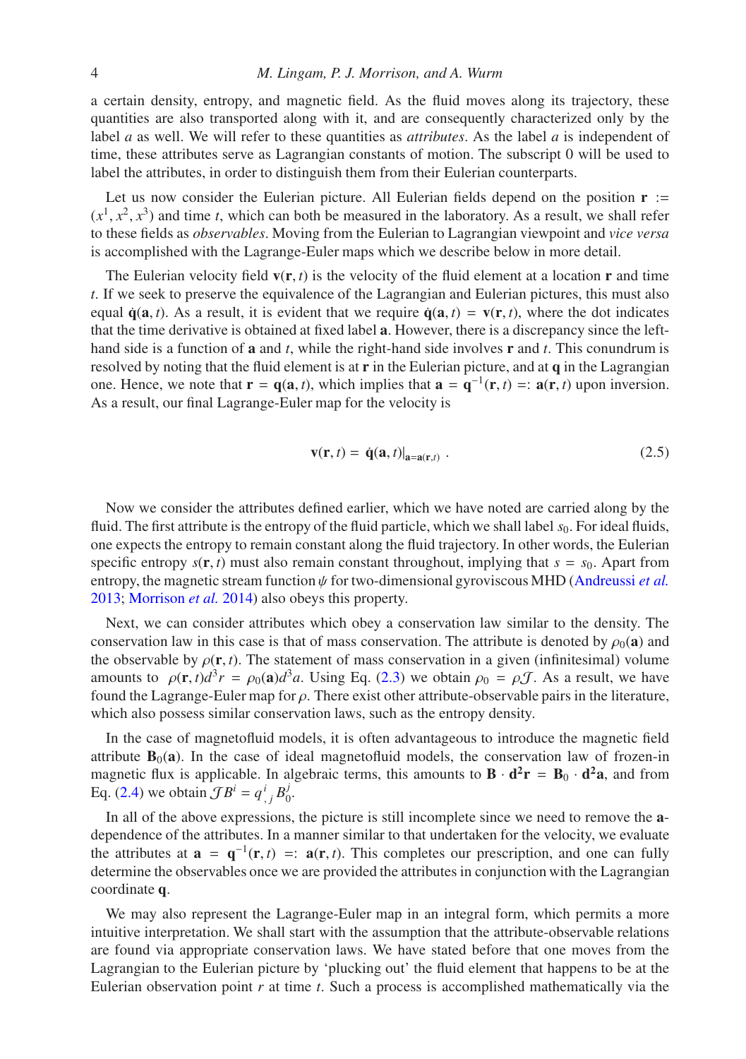a certain density, entropy, and magnetic field. As the fluid moves along its trajectory, these quantities are also transported along with it, and are consequently characterized only by the label $a$ as well. We will refer to these quantities as *attributes*. As the label $a$ is independent of time, these attributes serve as Lagrangian constants of motion. The subscript 0 will be used to label the attributes, in order to distinguish them from their Eulerian counterparts.

Let us now consider the Eulerian picture. All Eulerian fields depend on the position $\mathbf{r} := (x^1, x^2, x^3)$ and time $t$, which can both be measured in the laboratory. As a result, we shall refer to these fields as *observables*. Moving from the Eulerian to Lagrangian viewpoint and *vice versa* is accomplished with the Lagrange-Euler maps which we describe below in more detail.

The Eulerian velocity field $\mathbf{v}(\mathbf{r}, t)$ is the velocity of the fluid element at a location $\mathbf{r}$ and time $t$. If we seek to preserve the equivalence of the Lagrangian and Eulerian pictures, this must also equal $\dot{\mathbf{q}}(\mathbf{a}, t)$. As a result, it is evident that we require $\dot{\mathbf{q}}(\mathbf{a}, t) = \mathbf{v}(\mathbf{r}, t)$, where the dot indicates that the time derivative is obtained at fixed label $\mathbf{a}$. However, there is a discrepancy since the left-hand side is a function of $\mathbf{a}$ and $t$, while the right-hand side involves $\mathbf{r}$ and $t$. This conundrum is resolved by noting that the fluid element is at $\mathbf{r}$ in the Eulerian picture, and at $\mathbf{q}$ in the Lagrangian one. Hence, we note that $\mathbf{r} = \mathbf{q}(\mathbf{a}, t)$, which implies that $\mathbf{a} = \mathbf{q}^{-1}(\mathbf{r}, t) =: \mathbf{a}(\mathbf{r}, t)$ upon inversion. As a result, our final Lagrange-Euler map for the velocity is

$$\mathbf{v}(\mathbf{r}, t) = \dot{\mathbf{q}}(\mathbf{a}, t)\big|_{\mathbf{a}=\mathbf{a}(\mathbf{r},t)} \,. \tag{2.5}$$

Now we consider the attributes defined earlier, which we have noted are carried along by the fluid. The first attribute is the entropy of the fluid particle, which we shall label $s_0$. For ideal fluids, one expects the entropy to remain constant along the fluid trajectory. In other words, the Eulerian specific entropy $s(\mathbf{r}, t)$ must also remain constant throughout, implying that $s = s_0$. Apart from entropy, the magnetic stream function $\psi$ for two-dimensional gyroviscous MHD (Andreussi *et al.* 2013; Morrison *et al.* 2014) also obeys this property.

Next, we can consider attributes which obey a conservation law similar to the density. The conservation law in this case is that of mass conservation. The attribute is denoted by $\rho_0(\mathbf{a})$ and the observable by $\rho(\mathbf{r}, t)$. The statement of mass conservation in a given (infinitesimal) volume amounts to $\rho(\mathbf{r}, t) d^3 r = \rho_0(\mathbf{a}) d^3 a$. Using Eq. (2.3) we obtain $\rho_0 = \rho \mathcal{J}$. As a result, we have found the Lagrange-Euler map for $\rho$. There exist other attribute-observable pairs in the literature, which also possess similar conservation laws, such as the entropy density.

In the case of magnetofluid models, it is often advantageous to introduce the magnetic field attribute $\mathbf{B}_0(\mathbf{a})$. In the case of ideal magnetofluid models, the conservation law of frozen-in magnetic flux is applicable. In algebraic terms, this amounts to $\mathbf{B} \cdot \mathbf{d^2 r} = \mathbf{B}_0 \cdot \mathbf{d^2 a}$, and from Eq. (2.4) we obtain $\mathcal{J} B^i = q^i_{\ ,j} B_0^j$.

In all of the above expressions, the picture is still incomplete since we need to remove the $\mathbf{a}$-dependence of the attributes. In a manner similar to that undertaken for the velocity, we evaluate the attributes at $\mathbf{a} = \mathbf{q}^{-1}(\mathbf{r}, t) =: \mathbf{a}(\mathbf{r}, t)$. This completes our prescription, and one can fully determine the observables once we are provided the attributes in conjunction with the Lagrangian coordinate $\mathbf{q}$.

We may also represent the Lagrange-Euler map in an integral form, which permits a more intuitive interpretation. We shall start with the assumption that the attribute-observable relations are found via appropriate conservation laws. We have stated before that one moves from the Lagrangian to the Eulerian picture by 'plucking out' the fluid element that happens to be at the Eulerian observation point $r$ at time $t$. Such a process is accomplished mathematically via the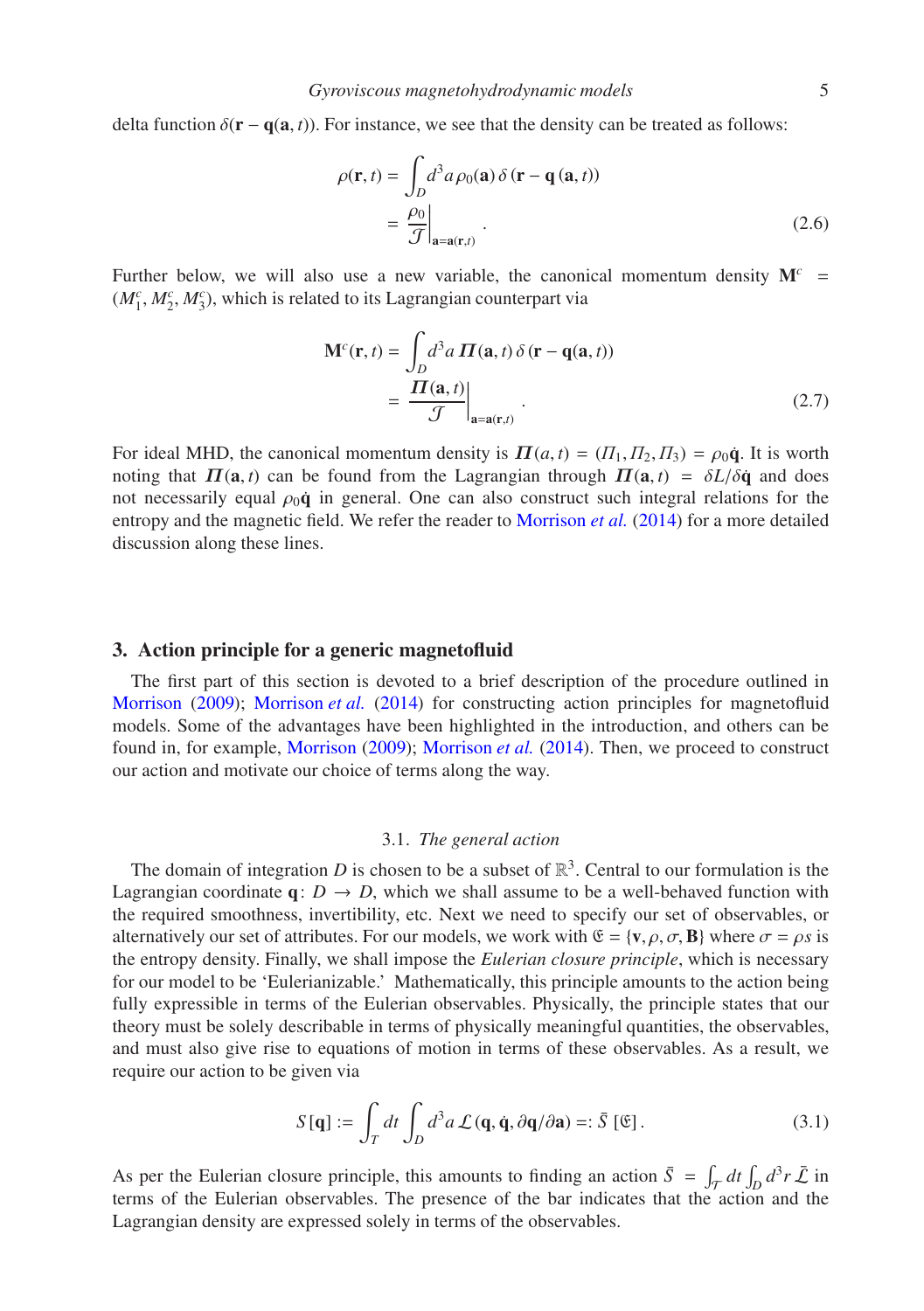delta function $\delta(\mathbf{r}-\mathbf{q}(\mathbf{a},t))$. For instance, we see that the density can be treated as follows:

$$
\begin{aligned}
\rho(\mathbf{r},t) &= \int_D d^3a\, \rho_0(\mathbf{a})\, \delta\left(\mathbf{r}-\mathbf{q}(\mathbf{a},t)\right) \\
&= \left.\frac{\rho_0}{\mathcal{J}}\right|_{\mathbf{a}=\mathbf{a}(\mathbf{r},t)}.
\end{aligned} \tag{2.6}
$$

Further below, we will also use a new variable, the canonical momentum density $\mathbf{M}^c = (M_1^c, M_2^c, M_3^c)$, which is related to its Lagrangian counterpart via

$$
\begin{aligned}
\mathbf{M}^c(\mathbf{r},t) &= \int_D d^3a\, \boldsymbol{\Pi}(\mathbf{a},t)\, \delta\left(\mathbf{r}-\mathbf{q}(\mathbf{a},t)\right) \\
&= \left.\frac{\boldsymbol{\Pi}(\mathbf{a},t)}{\mathcal{J}}\right|_{\mathbf{a}=\mathbf{a}(\mathbf{r},t)}.
\end{aligned} \tag{2.7}
$$

For ideal MHD, the canonical momentum density is $\boldsymbol{\Pi}(a,t) = (\Pi_1, \Pi_2, \Pi_3) = \rho_0\dot{\mathbf{q}}$. It is worth noting that $\boldsymbol{\Pi}(\mathbf{a},t)$ can be found from the Lagrangian through $\boldsymbol{\Pi}(\mathbf{a},t) = \delta L/\delta\dot{\mathbf{q}}$ and does not necessarily equal $\rho_0\dot{\mathbf{q}}$ in general. One can also construct such integral relations for the entropy and the magnetic field. We refer the reader to Morrison *et al.* (2014) for a more detailed discussion along these lines.

## 3. Action principle for a generic magnetofluid

The first part of this section is devoted to a brief description of the procedure outlined in Morrison (2009); Morrison *et al.* (2014) for constructing action principles for magnetofluid models. Some of the advantages have been highlighted in the introduction, and others can be found in, for example, Morrison (2009); Morrison *et al.* (2014). Then, we proceed to construct our action and motivate our choice of terms along the way.

### 3.1. *The general action*

The domain of integration $D$ is chosen to be a subset of $\mathbb{R}^3$. Central to our formulation is the Lagrangian coordinate $\mathbf{q}\colon D \to D$, which we shall assume to be a well-behaved function with the required smoothness, invertibility, etc. Next we need to specify our set of observables, or alternatively our set of attributes. For our models, we work with $\mathfrak{E} = \{\mathbf{v}, \rho, \sigma, \mathbf{B}\}$ where $\sigma = \rho s$ is the entropy density. Finally, we shall impose the *Eulerian closure principle*, which is necessary for our model to be 'Eulerianizable.' Mathematically, this principle amounts to the action being fully expressible in terms of the Eulerian observables. Physically, the principle states that our theory must be solely describable in terms of physically meaningful quantities, the observables, and must also give rise to equations of motion in terms of these observables. As a result, we require our action to be given via

$$
S[\mathbf{q}] := \int_T dt \int_D d^3a\, \mathcal{L}\left(\mathbf{q}, \dot{\mathbf{q}}, \partial\mathbf{q}/\partial\mathbf{a}\right) =: \bar{S}\,[\mathfrak{E}]. \tag{3.1}
$$

As per the Eulerian closure principle, this amounts to finding an action $\bar{S} = \int_T dt \int_D d^3r\, \bar{\mathcal{L}}$ in terms of the Eulerian observables. The presence of the bar indicates that the action and the Lagrangian density are expressed solely in terms of the observables.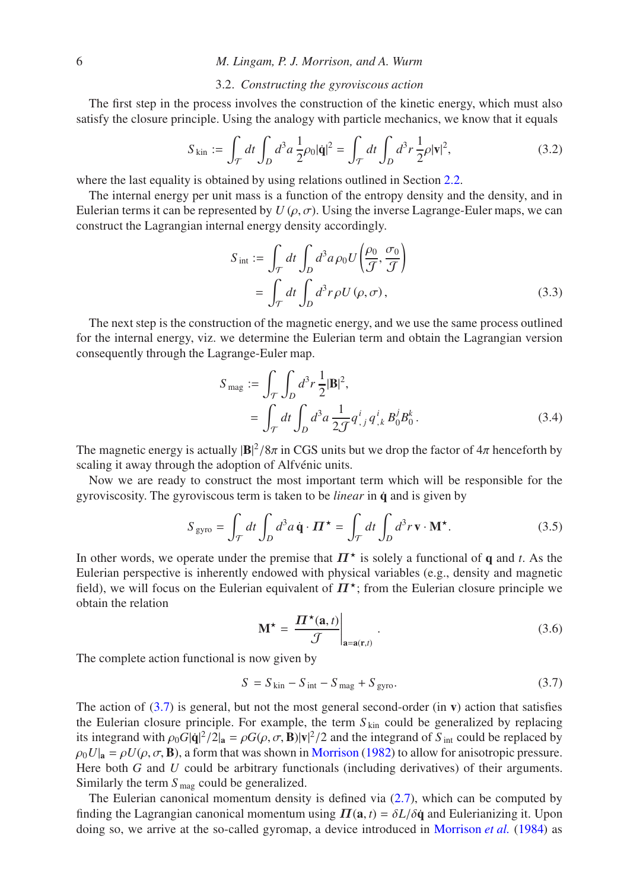### 3.2. *Constructing the gyroviscous action*

The first step in the process involves the construction of the kinetic energy, which must also satisfy the closure principle. Using the analogy with particle mechanics, we know that it equals

$$S_{\rm kin} := \int_{\mathcal{T}} dt \int_D d^3a\, \frac{1}{2}\rho_0 |\dot{\mathbf{q}}|^2 = \int_{\mathcal{T}} dt \int_D d^3r\, \frac{1}{2}\rho |\mathbf{v}|^2, \tag{3.2}$$

where the last equality is obtained by using relations outlined in Section 2.2.

The internal energy per unit mass is a function of the entropy density and the density, and in Eulerian terms it can be represented by $U(\rho, \sigma)$. Using the inverse Lagrange-Euler maps, we can construct the Lagrangian internal energy density accordingly.

$$\begin{aligned} S_{\rm int} &:= \int_{\mathcal{T}} dt \int_D d^3a\, \rho_0 U\left(\frac{\rho_0}{\mathcal{J}}, \frac{\sigma_0}{\mathcal{J}}\right) \\ &= \int_{\mathcal{T}} dt \int_D d^3r\, \rho U(\rho, \sigma), \end{aligned} \tag{3.3}$$

The next step is the construction of the magnetic energy, and we use the same process outlined for the internal energy, viz. we determine the Eulerian term and obtain the Lagrangian version consequently through the Lagrange-Euler map.

$$\begin{aligned} S_{\rm mag} &:= \int_{\mathcal{T}} \int_D d^3r\, \frac{1}{2}|\mathbf{B}|^2, \\ &= \int_{\mathcal{T}} dt \int_D d^3a\, \frac{1}{2\mathcal{J}} q^i_{\ ,j}\, q^i_{\ ,k}\, B_0^j B_0^k. \end{aligned} \tag{3.4}$$

The magnetic energy is actually $|\mathbf{B}|^2/8\pi$ in CGS units but we drop the factor of $4\pi$ henceforth by scaling it away through the adoption of Alfvénic units.

Now we are ready to construct the most important term which will be responsible for the gyroviscosity. The gyroviscous term is taken to be *linear* in $\dot{\mathbf{q}}$ and is given by

$$S_{\rm gyro} = \int_{\mathcal{T}} dt \int_D d^3a\, \dot{\mathbf{q}} \cdot \boldsymbol{\Pi}^\star = \int_{\mathcal{T}} dt \int_D d^3r\, \mathbf{v} \cdot \mathbf{M}^\star. \tag{3.5}$$

In other words, we operate under the premise that $\boldsymbol{\Pi}^\star$ is solely a functional of $\mathbf{q}$ and $t$. As the Eulerian perspective is inherently endowed with physical variables (e.g., density and magnetic field), we will focus on the Eulerian equivalent of $\boldsymbol{\Pi}^\star$; from the Eulerian closure principle we obtain the relation

$$\mathbf{M}^\star = \left.\frac{\boldsymbol{\Pi}^\star(\mathbf{a}, t)}{\mathcal{J}}\right|_{\mathbf{a}=\mathbf{a}(\mathbf{r},t)}. \tag{3.6}$$

The complete action functional is now given by

$$S = S_{\rm kin} - S_{\rm int} - S_{\rm mag} + S_{\rm gyro}. \tag{3.7}$$

The action of (3.7) is general, but not the most general second-order (in $\mathbf{v}$) action that satisfies the Eulerian closure principle. For example, the term $S_{\rm kin}$ could be generalized by replacing its integrand with $\rho_0 G |\dot{\mathbf{q}}|^2/2|_{\mathbf{a}} = \rho G(\rho, \sigma, \mathbf{B})|\mathbf{v}|^2/2$ and the integrand of $S_{\rm int}$ could be replaced by $\rho_0 U|_{\mathbf{a}} = \rho U(\rho, \sigma, \mathbf{B})$, a form that was shown in Morrison (1982) to allow for anisotropic pressure. Here both $G$ and $U$ could be arbitrary functionals (including derivatives) of their arguments. Similarly the term $S_{\rm mag}$ could be generalized.

The Eulerian canonical momentum density is defined via (2.7), which can be computed by finding the Lagrangian canonical momentum using $\boldsymbol{\Pi}(\mathbf{a}, t) = \delta L/\delta \dot{\mathbf{q}}$ and Eulerianizing it. Upon doing so, we arrive at the so-called gyromap, a device introduced in Morrison *et al.* (1984) as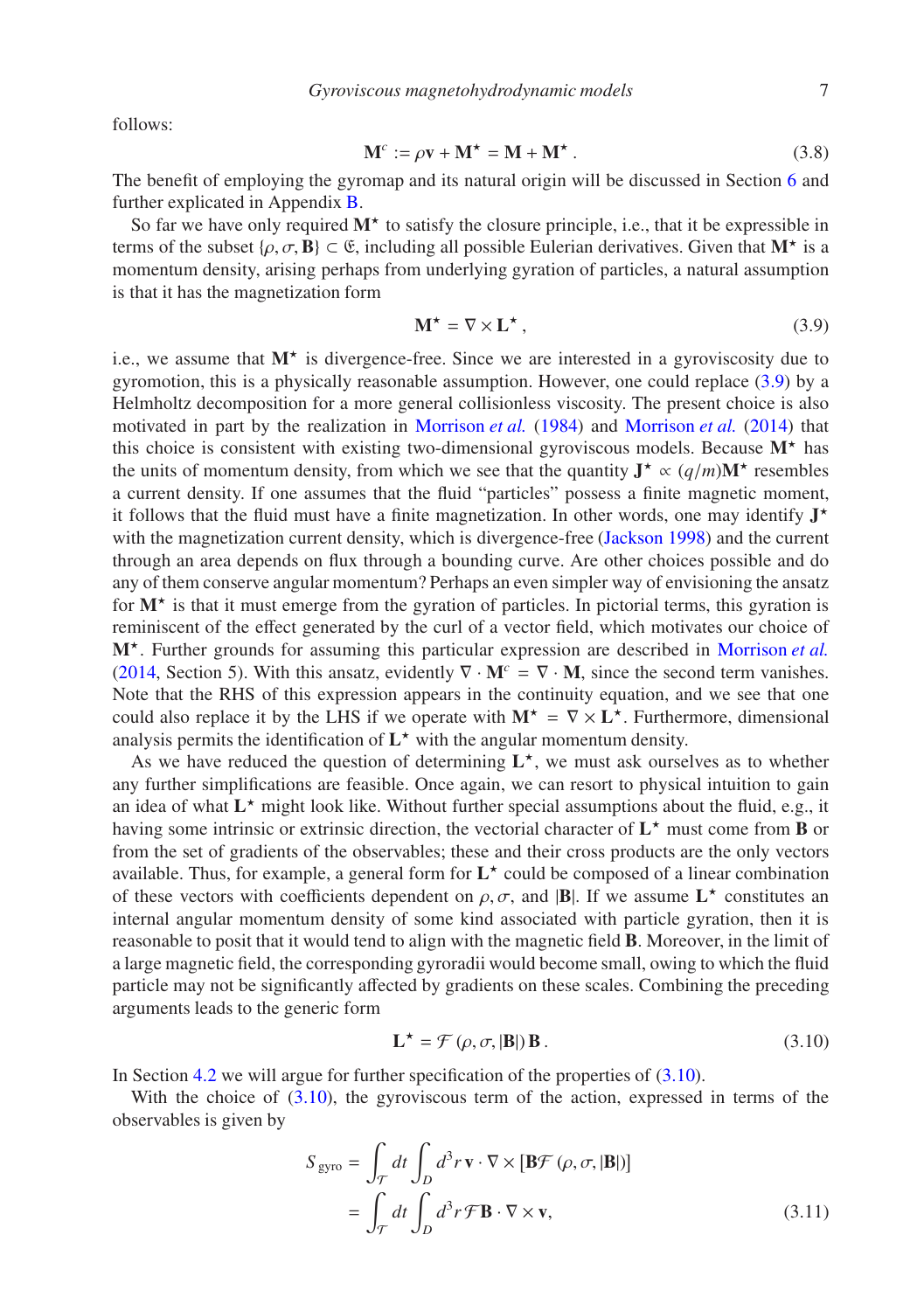follows:

$$\mathbf{M}^c := \rho\mathbf{v} + \mathbf{M}^\star = \mathbf{M} + \mathbf{M}^\star\,. \tag{3.8}$$

The benefit of employing the gyromap and its natural origin will be discussed in Section 6 and further explicated in Appendix B.

So far we have only required $\mathbf{M}^\star$ to satisfy the closure principle, i.e., that it be expressible in terms of the subset $\{\rho, \sigma, \mathbf{B}\} \subset \mathfrak{E}$, including all possible Eulerian derivatives. Given that $\mathbf{M}^\star$ is a momentum density, arising perhaps from underlying gyration of particles, a natural assumption is that it has the magnetization form

$$\mathbf{M}^\star = \nabla \times \mathbf{L}^\star\,, \tag{3.9}$$

i.e., we assume that $\mathbf{M}^\star$ is divergence-free. Since we are interested in a gyroviscosity due to gyromotion, this is a physically reasonable assumption. However, one could replace (3.9) by a Helmholtz decomposition for a more general collisionless viscosity. The present choice is also motivated in part by the realization in Morrison *et al.* (1984) and Morrison *et al.* (2014) that this choice is consistent with existing two-dimensional gyroviscous models. Because $\mathbf{M}^\star$ has the units of momentum density, from which we see that the quantity $\mathbf{J}^\star \propto (q/m)\mathbf{M}^\star$ resembles a current density. If one assumes that the fluid "particles" possess a finite magnetic moment, it follows that the fluid must have a finite magnetization. In other words, one may identify $\mathbf{J}^\star$ with the magnetization current density, which is divergence-free (Jackson 1998) and the current through an area depends on flux through a bounding curve. Are other choices possible and do any of them conserve angular momentum? Perhaps an even simpler way of envisioning the ansatz for $\mathbf{M}^\star$ is that it must emerge from the gyration of particles. In pictorial terms, this gyration is reminiscent of the effect generated by the curl of a vector field, which motivates our choice of $\mathbf{M}^\star$. Further grounds for assuming this particular expression are described in Morrison *et al.* (2014, Section 5). With this ansatz, evidently $\nabla \cdot \mathbf{M}^c = \nabla \cdot \mathbf{M}$, since the second term vanishes. Note that the RHS of this expression appears in the continuity equation, and we see that one could also replace it by the LHS if we operate with $\mathbf{M}^\star = \nabla \times \mathbf{L}^\star$. Furthermore, dimensional analysis permits the identification of $\mathbf{L}^\star$ with the angular momentum density.

As we have reduced the question of determining $\mathbf{L}^\star$, we must ask ourselves as to whether any further simplifications are feasible. Once again, we can resort to physical intuition to gain an idea of what $\mathbf{L}^\star$ might look like. Without further special assumptions about the fluid, e.g., it having some intrinsic or extrinsic direction, the vectorial character of $\mathbf{L}^\star$ must come from $\mathbf{B}$ or from the set of gradients of the observables; these and their cross products are the only vectors available. Thus, for example, a general form for $\mathbf{L}^\star$ could be composed of a linear combination of these vectors with coefficients dependent on $\rho, \sigma$, and $|\mathbf{B}|$. If we assume $\mathbf{L}^\star$ constitutes an internal angular momentum density of some kind associated with particle gyration, then it is reasonable to posit that it would tend to align with the magnetic field $\mathbf{B}$. Moreover, in the limit of a large magnetic field, the corresponding gyroradii would become small, owing to which the fluid particle may not be significantly affected by gradients on these scales. Combining the preceding arguments leads to the generic form

$$\mathbf{L}^\star = \mathcal{F}(\rho, \sigma, |\mathbf{B}|)\,\mathbf{B}\,. \tag{3.10}$$

In Section 4.2 we will argue for further specification of the properties of (3.10).

With the choice of (3.10), the gyroviscous term of the action, expressed in terms of the observables is given by

$$\begin{aligned} S_{\text{gyro}} &= \int_{\mathcal{T}} dt \int_D d^3r\, \mathbf{v} \cdot \nabla \times [\mathbf{B}\mathcal{F}(\rho, \sigma, |\mathbf{B}|)] \\ &= \int_{\mathcal{T}} dt \int_D d^3r\, \mathcal{F}\mathbf{B} \cdot \nabla \times \mathbf{v}, \end{aligned} \tag{3.11}$$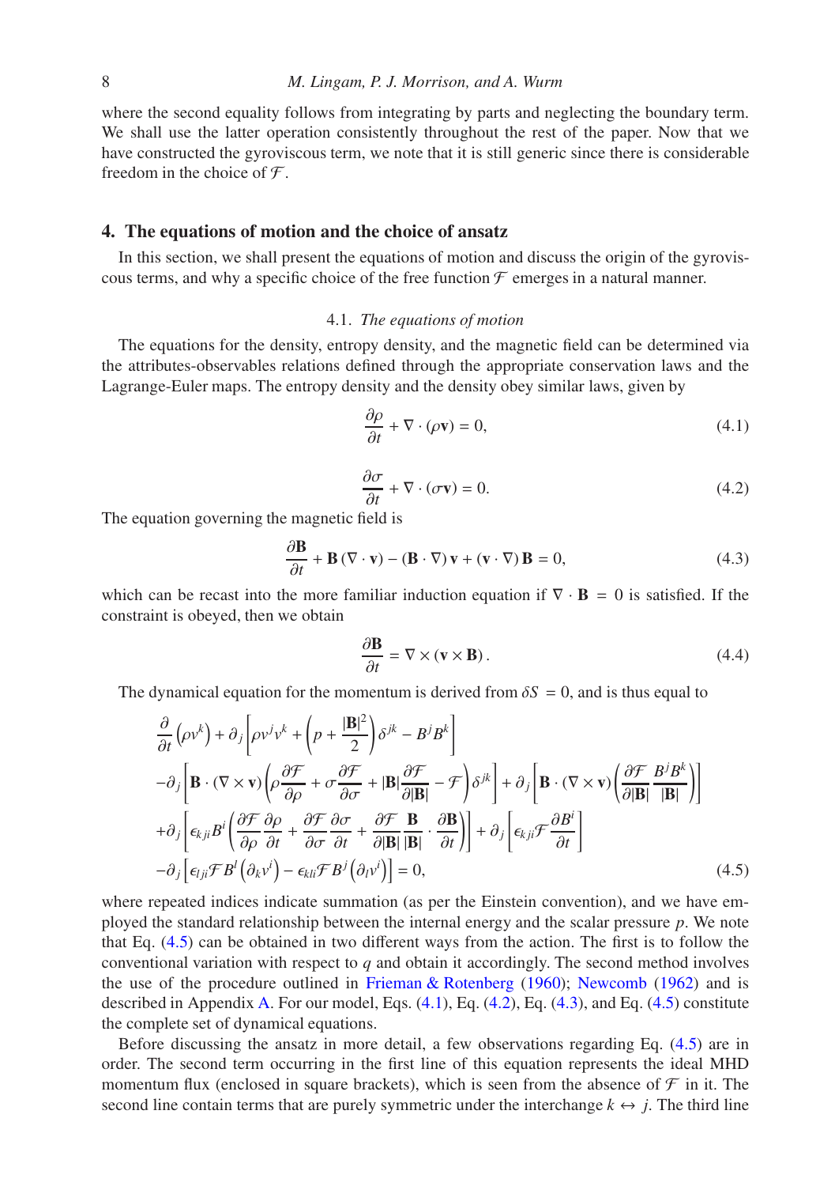where the second equality follows from integrating by parts and neglecting the boundary term. We shall use the latter operation consistently throughout the rest of the paper. Now that we have constructed the gyroviscous term, we note that it is still generic since there is considerable freedom in the choice of $\mathcal{F}$.

## 4. The equations of motion and the choice of ansatz

In this section, we shall present the equations of motion and discuss the origin of the gyroviscous terms, and why a specific choice of the free function $\mathcal{F}$ emerges in a natural manner.

### 4.1. *The equations of motion*

The equations for the density, entropy density, and the magnetic field can be determined via the attributes-observables relations defined through the appropriate conservation laws and the Lagrange-Euler maps. The entropy density and the density obey similar laws, given by

$$\frac{\partial \rho}{\partial t} + \nabla \cdot (\rho \mathbf{v}) = 0, \tag{4.1}$$

$$\frac{\partial \sigma}{\partial t} + \nabla \cdot (\sigma \mathbf{v}) = 0. \tag{4.2}$$

The equation governing the magnetic field is

$$\frac{\partial \mathbf{B}}{\partial t} + \mathbf{B}\,(\nabla \cdot \mathbf{v}) - (\mathbf{B} \cdot \nabla)\,\mathbf{v} + (\mathbf{v} \cdot \nabla)\,\mathbf{B} = 0, \tag{4.3}$$

which can be recast into the more familiar induction equation if $\nabla \cdot \mathbf{B} = 0$ is satisfied. If the constraint is obeyed, then we obtain

$$\frac{\partial \mathbf{B}}{\partial t} = \nabla \times (\mathbf{v} \times \mathbf{B}). \tag{4.4}$$

The dynamical equation for the momentum is derived from $\delta S = 0$, and is thus equal to

$$\begin{aligned}
&\frac{\partial}{\partial t}\left(\rho v^k\right) + \partial_j\left[\rho v^j v^k + \left(p + \frac{|\mathbf{B}|^2}{2}\right)\delta^{jk} - B^j B^k\right] \\
&-\partial_j\left[\mathbf{B}\cdot(\nabla\times\mathbf{v})\left(\rho\frac{\partial\mathcal{F}}{\partial\rho} + \sigma\frac{\partial\mathcal{F}}{\partial\sigma} + |\mathbf{B}|\frac{\partial\mathcal{F}}{\partial|\mathbf{B}|} - \mathcal{F}\right)\delta^{jk}\right] + \partial_j\left[\mathbf{B}\cdot(\nabla\times\mathbf{v})\left(\frac{\partial\mathcal{F}}{\partial|\mathbf{B}|}\frac{B^j B^k}{|\mathbf{B}|}\right)\right] \\
&+\partial_j\left[\epsilon_{kji}B^i\left(\frac{\partial\mathcal{F}}{\partial\rho}\frac{\partial\rho}{\partial t} + \frac{\partial\mathcal{F}}{\partial\sigma}\frac{\partial\sigma}{\partial t} + \frac{\partial\mathcal{F}}{\partial|\mathbf{B}|}\frac{\mathbf{B}}{|\mathbf{B}|}\cdot\frac{\partial\mathbf{B}}{\partial t}\right)\right] + \partial_j\left[\epsilon_{kji}\mathcal{F}\frac{\partial B^i}{\partial t}\right] \\
&-\partial_j\left[\epsilon_{lji}\mathcal{F}B^l\left(\partial_k v^i\right) - \epsilon_{kli}\mathcal{F}B^j\left(\partial_l v^i\right)\right] = 0,
\end{aligned} \tag{4.5}$$

where repeated indices indicate summation (as per the Einstein convention), and we have employed the standard relationship between the internal energy and the scalar pressure $p$. We note that Eq. (4.5) can be obtained in two different ways from the action. The first is to follow the conventional variation with respect to $q$ and obtain it accordingly. The second method involves the use of the procedure outlined in Frieman & Rotenberg (1960); Newcomb (1962) and is described in Appendix A. For our model, Eqs. (4.1), Eq. (4.2), Eq. (4.3), and Eq. (4.5) constitute the complete set of dynamical equations.

Before discussing the ansatz in more detail, a few observations regarding Eq. (4.5) are in order. The second term occurring in the first line of this equation represents the ideal MHD momentum flux (enclosed in square brackets), which is seen from the absence of $\mathcal{F}$ in it. The second line contain terms that are purely symmetric under the interchange $k \leftrightarrow j$. The third line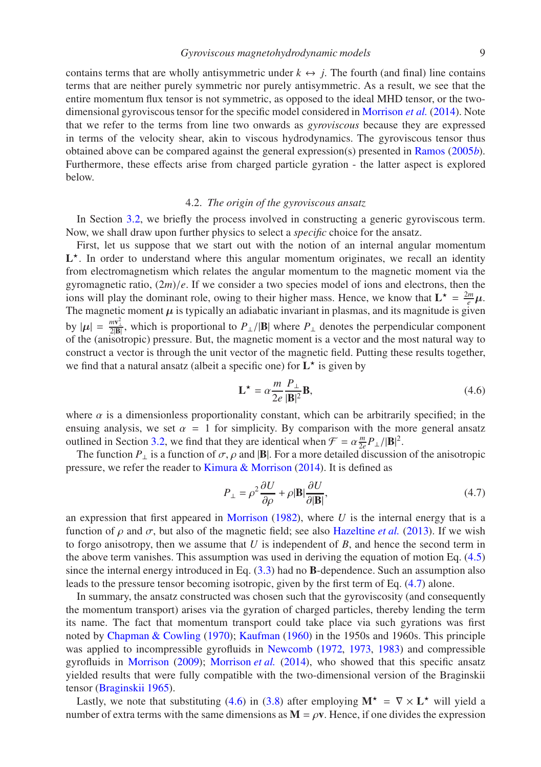contains terms that are wholly antisymmetric under $k \leftrightarrow j$. The fourth (and final) line contains terms that are neither purely symmetric nor purely antisymmetric. As a result, we see that the entire momentum flux tensor is not symmetric, as opposed to the ideal MHD tensor, or the two-dimensional gyroviscous tensor for the specific model considered in Morrison *et al.* (2014). Note that we refer to the terms from line two onwards as *gyroviscous* because they are expressed in terms of the velocity shear, akin to viscous hydrodynamics. The gyroviscous tensor thus obtained above can be compared against the general expression(s) presented in Ramos (2005*b*). Furthermore, these effects arise from charged particle gyration - the latter aspect is explored below.

### 4.2. *The origin of the gyroviscous ansatz*

In Section 3.2, we briefly the process involved in constructing a generic gyroviscous term. Now, we shall draw upon further physics to select a *specific* choice for the ansatz.

First, let us suppose that we start out with the notion of an internal angular momentum $\mathbf{L}^\star$. In order to understand where this angular momentum originates, we recall an identity from electromagnetism which relates the angular momentum to the magnetic moment via the gyromagnetic ratio, $(2m)/e$. If we consider a two species model of ions and electrons, then the ions will play the dominant role, owing to their higher mass. Hence, we know that $\mathbf{L}^\star = \frac{2m}{e}\boldsymbol{\mu}$. The magnetic moment $\boldsymbol{\mu}$ is typically an adiabatic invariant in plasmas, and its magnitude is given by $|\boldsymbol{\mu}| = \frac{m\mathbf{v}_\perp^2}{2|\mathbf{B}|}$, which is proportional to $P_\perp/|\mathbf{B}|$ where $P_\perp$ denotes the perpendicular component of the (anisotropic) pressure. But, the magnetic moment is a vector and the most natural way to construct a vector is through the unit vector of the magnetic field. Putting these results together, we find that a natural ansatz (albeit a specific one) for $\mathbf{L}^\star$ is given by

$$\mathbf{L}^\star = \alpha \frac{m}{2e}\frac{P_\perp}{|\mathbf{B}|^2}\mathbf{B}, \tag{4.6}$$

where $\alpha$ is a dimensionless proportionality constant, which can be arbitrarily specified; in the ensuing analysis, we set $\alpha = 1$ for simplicity. By comparison with the more general ansatz outlined in Section 3.2, we find that they are identical when $\mathcal{F} = \alpha\frac{m}{2e}P_\perp/|\mathbf{B}|^2$.

The function $P_\perp$ is a function of $\sigma$, $\rho$ and $|\mathbf{B}|$. For a more detailed discussion of the anisotropic pressure, we refer the reader to Kimura & Morrison (2014). It is defined as

$$P_\perp = \rho^2\frac{\partial U}{\partial \rho} + \rho|\mathbf{B}|\frac{\partial U}{\partial |\mathbf{B}|}, \tag{4.7}$$

an expression that first appeared in Morrison (1982), where $U$ is the internal energy that is a function of $\rho$ and $\sigma$, but also of the magnetic field; see also Hazeltine *et al.* (2013). If we wish to forgo anisotropy, then we assume that $U$ is independent of $B$, and hence the second term in the above term vanishes. This assumption was used in deriving the equation of motion Eq. (4.5) since the internal energy introduced in Eq. (3.3) had no $\mathbf{B}$-dependence. Such an assumption also leads to the pressure tensor becoming isotropic, given by the first term of Eq. (4.7) alone.

In summary, the ansatz constructed was chosen such that the gyroviscosity (and consequently the momentum transport) arises via the gyration of charged particles, thereby lending the term its name. The fact that momentum transport could take place via such gyrations was first noted by Chapman & Cowling (1970); Kaufman (1960) in the 1950s and 1960s. This principle was applied to incompressible gyrofluids in Newcomb (1972, 1973, 1983) and compressible gyrofluids in Morrison (2009); Morrison *et al.* (2014), who showed that this specific ansatz yielded results that were fully compatible with the two-dimensional version of the Braginskii tensor (Braginskii 1965).

Lastly, we note that substituting (4.6) in (3.8) after employing $\mathbf{M}^\star = \nabla \times \mathbf{L}^\star$ will yield a number of extra terms with the same dimensions as $\mathbf{M} = \rho\mathbf{v}$. Hence, if one divides the expression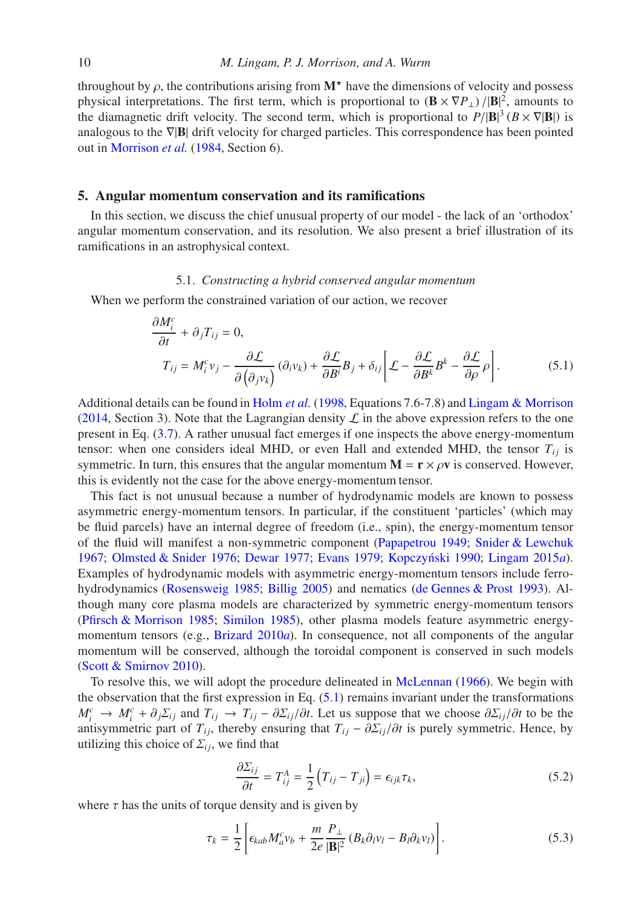throughout by $\rho$, the contributions arising from $\mathbf{M}^\star$ have the dimensions of velocity and possess physical interpretations. The first term, which is proportional to $(\mathbf{B} \times \nabla P_\perp)/|\mathbf{B}|^2$, amounts to the diamagnetic drift velocity. The second term, which is proportional to $P/|\mathbf{B}|^3 (B \times \nabla|\mathbf{B}|)$ is analogous to the $\nabla|\mathbf{B}|$ drift velocity for charged particles. This correspondence has been pointed out in Morrison *et al.* (1984, Section 6).

## 5. Angular momentum conservation and its ramifications

In this section, we discuss the chief unusual property of our model - the lack of an 'orthodox' angular momentum conservation, and its resolution. We also present a brief illustration of its ramifications in an astrophysical context.

### 5.1. *Constructing a hybrid conserved angular momentum*

When we perform the constrained variation of our action, we recover

$$
\begin{aligned}
&\frac{\partial M_i^c}{\partial t} + \partial_j T_{ij} = 0, \\
&T_{ij} = M_i^c v_j - \frac{\partial \mathcal{L}}{\partial\left(\partial_j v_k\right)}\left(\partial_i v_k\right) + \frac{\partial \mathcal{L}}{\partial B^i} B_j + \delta_{ij}\left[\mathcal{L} - \frac{\partial \mathcal{L}}{\partial B^k} B^k - \frac{\partial \mathcal{L}}{\partial \rho}\rho\right].
\end{aligned}
\tag{5.1}
$$

Additional details can be found in Holm *et al.* (1998, Equations 7.6-7.8) and Lingam & Morrison (2014, Section 3). Note that the Lagrangian density $\mathcal{L}$ in the above expression refers to the one present in Eq. (3.7). A rather unusual fact emerges if one inspects the above energy-momentum tensor: when one considers ideal MHD, or even Hall and extended MHD, the tensor $T_{ij}$ is symmetric. In turn, this ensures that the angular momentum $\mathbf{M} = \mathbf{r} \times \rho\mathbf{v}$ is conserved. However, this is evidently not the case for the above energy-momentum tensor.

This fact is not unusual because a number of hydrodynamic models are known to possess asymmetric energy-momentum tensors. In particular, if the constituent 'particles' (which may be fluid parcels) have an internal degree of freedom (i.e., spin), the energy-momentum tensor of the fluid will manifest a non-symmetric component (Papapetrou 1949; Snider & Lewchuk 1967; Olmsted & Snider 1976; Dewar 1977; Evans 1979; Kopczyński 1990; Lingam 2015*a*). Examples of hydrodynamic models with asymmetric energy-momentum tensors include ferrohydrodynamics (Rosensweig 1985; Billig 2005) and nematics (de Gennes & Prost 1993). Although many core plasma models are characterized by symmetric energy-momentum tensors (Pfirsch & Morrison 1985; Similon 1985), other plasma models feature asymmetric energy-momentum tensors (e.g., Brizard 2010*a*). In consequence, not all components of the angular momentum will be conserved, although the toroidal component is conserved in such models (Scott & Smirnov 2010).

To resolve this, we will adopt the procedure delineated in McLennan (1966). We begin with the observation that the first expression in Eq. (5.1) remains invariant under the transformations $M_i^c \to M_i^c + \partial_j \Sigma_{ij}$ and $T_{ij} \to T_{ij} - \partial\Sigma_{ij}/\partial t$. Let us suppose that we choose $\partial\Sigma_{ij}/\partial t$ to be the antisymmetric part of $T_{ij}$, thereby ensuring that $T_{ij} - \partial\Sigma_{ij}/\partial t$ is purely symmetric. Hence, by utilizing this choice of $\Sigma_{ij}$, we find that

$$
\frac{\partial \Sigma_{ij}}{\partial t} = T_{ij}^A = \frac{1}{2}\left(T_{ij} - T_{ji}\right) = \epsilon_{ijk}\tau_k,
\tag{5.2}
$$

where $\tau$ has the units of torque density and is given by

$$
\tau_k = \frac{1}{2}\left[\epsilon_{kab} M_a^c v_b + \frac{m}{2e}\frac{P_\perp}{|\mathbf{B}|^2}\left(B_k \partial_l v_l - B_l \partial_k v_l\right)\right].
\tag{5.3}
$$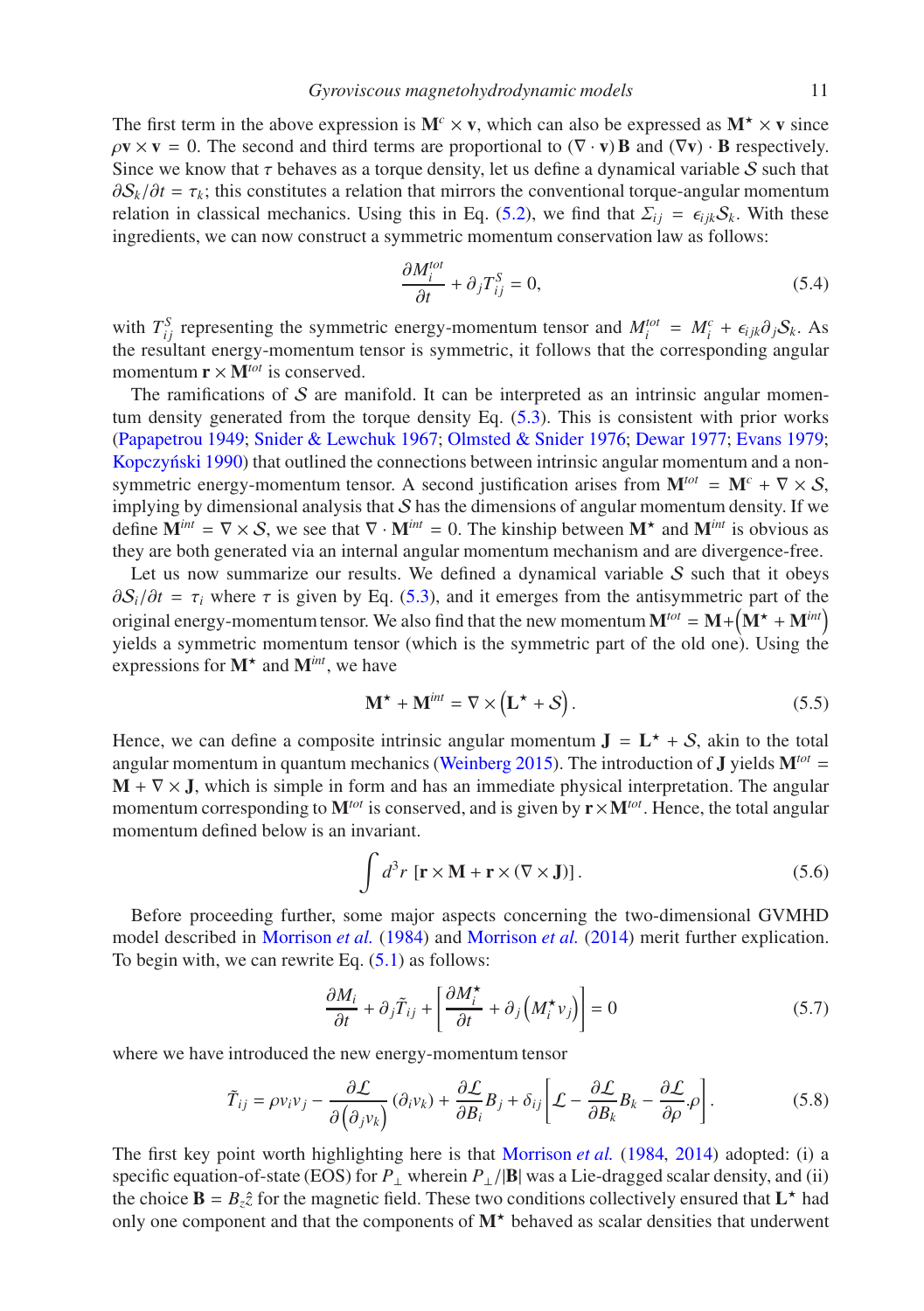The first term in the above expression is $\mathbf{M}^c \times \mathbf{v}$, which can also be expressed as $\mathbf{M}^\star \times \mathbf{v}$ since $\rho\mathbf{v} \times \mathbf{v} = 0$. The second and third terms are proportional to $(\nabla \cdot \mathbf{v})\,\mathbf{B}$ and $(\nabla \mathbf{v}) \cdot \mathbf{B}$ respectively. Since we know that $\tau$ behaves as a torque density, let us define a dynamical variable $\mathcal{S}$ such that $\partial \mathcal{S}_k/\partial t = \tau_k$; this constitutes a relation that mirrors the conventional torque-angular momentum relation in classical mechanics. Using this in Eq. (5.2), we find that $\Sigma_{ij} = \epsilon_{ijk}\mathcal{S}_k$. With these ingredients, we can now construct a symmetric momentum conservation law as follows:

$$\frac{\partial M_i^{tot}}{\partial t} + \partial_j T_{ij}^S = 0, \tag{5.4}$$

with $T_{ij}^S$ representing the symmetric energy-momentum tensor and $M_i^{tot} = M_i^c + \epsilon_{ijk}\partial_j \mathcal{S}_k$. As the resultant energy-momentum tensor is symmetric, it follows that the corresponding angular momentum $\mathbf{r} \times \mathbf{M}^{tot}$ is conserved.

The ramifications of $\mathcal{S}$ are manifold. It can be interpreted as an intrinsic angular momentum density generated from the torque density Eq. (5.3). This is consistent with prior works (Papapetrou 1949; Snider & Lewchuk 1967; Olmsted & Snider 1976; Dewar 1977; Evans 1979; Kopczyński 1990) that outlined the connections between intrinsic angular momentum and a non-symmetric energy-momentum tensor. A second justification arises from $\mathbf{M}^{tot} = \mathbf{M}^c + \nabla \times \mathcal{S}$, implying by dimensional analysis that $\mathcal{S}$ has the dimensions of angular momentum density. If we define $\mathbf{M}^{int} = \nabla \times \mathcal{S}$, we see that $\nabla \cdot \mathbf{M}^{int} = 0$. The kinship between $\mathbf{M}^\star$ and $\mathbf{M}^{int}$ is obvious as they are both generated via an internal angular momentum mechanism and are divergence-free.

Let us now summarize our results. We defined a dynamical variable $\mathcal{S}$ such that it obeys $\partial \mathcal{S}_i/\partial t = \tau_i$ where $\tau$ is given by Eq. (5.3), and it emerges from the antisymmetric part of the original energy-momentum tensor. We also find that the new momentum $\mathbf{M}^{tot} = \mathbf{M} + \left(\mathbf{M}^\star + \mathbf{M}^{int}\right)$ yields a symmetric momentum tensor (which is the symmetric part of the old one). Using the expressions for $\mathbf{M}^\star$ and $\mathbf{M}^{int}$, we have

$$\mathbf{M}^\star + \mathbf{M}^{int} = \nabla \times \left(\mathbf{L}^\star + \mathcal{S}\right). \tag{5.5}$$

Hence, we can define a composite intrinsic angular momentum $\mathbf{J} = \mathbf{L}^\star + \mathcal{S}$, akin to the total angular momentum in quantum mechanics (Weinberg 2015). The introduction of $\mathbf{J}$ yields $\mathbf{M}^{tot} = \mathbf{M} + \nabla \times \mathbf{J}$, which is simple in form and has an immediate physical interpretation. The angular momentum corresponding to $\mathbf{M}^{tot}$ is conserved, and is given by $\mathbf{r} \times \mathbf{M}^{tot}$. Hence, the total angular momentum defined below is an invariant.

$$\int d^3 r \, \left[\mathbf{r} \times \mathbf{M} + \mathbf{r} \times (\nabla \times \mathbf{J})\right]. \tag{5.6}$$

Before proceeding further, some major aspects concerning the two-dimensional GVMHD model described in Morrison *et al.* (1984) and Morrison *et al.* (2014) merit further explication. To begin with, we can rewrite Eq. (5.1) as follows:

$$\frac{\partial M_i}{\partial t} + \partial_j \tilde{T}_{ij} + \left[\frac{\partial M_i^\star}{\partial t} + \partial_j\left(M_i^\star v_j\right)\right] = 0 \tag{5.7}$$

where we have introduced the new energy-momentum tensor

$$\tilde{T}_{ij} = \rho v_i v_j - \frac{\partial \mathcal{L}}{\partial\left(\partial_j v_k\right)}\left(\partial_i v_k\right) + \frac{\partial \mathcal{L}}{\partial B_i} B_j + \delta_{ij}\left[\mathcal{L} - \frac{\partial \mathcal{L}}{\partial B_k} B_k - \frac{\partial \mathcal{L}}{\partial \rho}\rho\right]. \tag{5.8}$$

The first key point worth highlighting here is that Morrison *et al.* (1984, 2014) adopted: (i) a specific equation-of-state (EOS) for $P_\perp$ wherein $P_\perp/|\mathbf{B}|$ was a Lie-dragged scalar density, and (ii) the choice $\mathbf{B} = B_z\hat{z}$ for the magnetic field. These two conditions collectively ensured that $\mathbf{L}^\star$ had only one component and that the components of $\mathbf{M}^\star$ behaved as scalar densities that underwent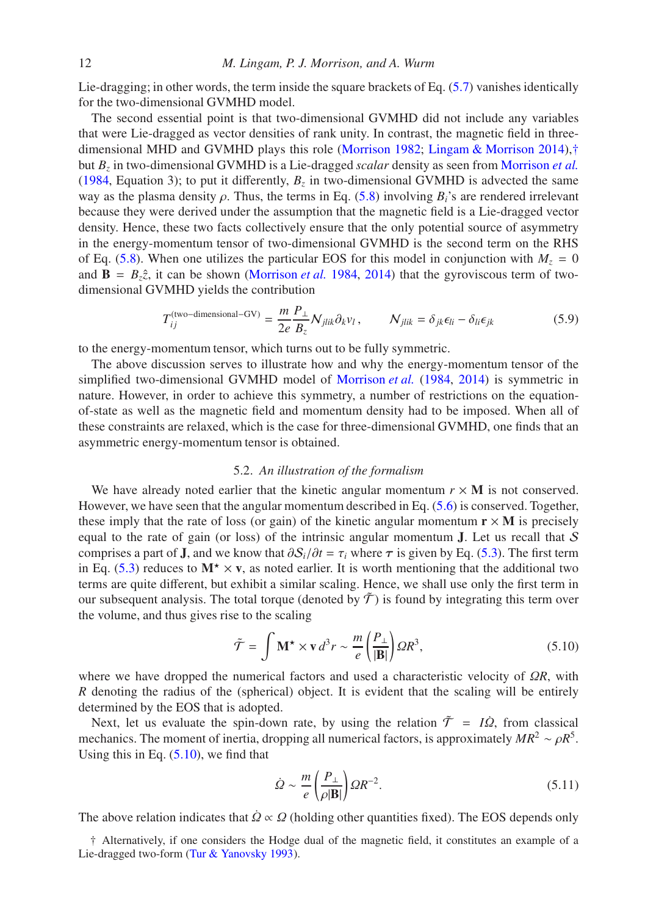Lie-dragging; in other words, the term inside the square brackets of Eq. (5.7) vanishes identically for the two-dimensional GVMHD model.

The second essential point is that two-dimensional GVMHD did not include any variables that were Lie-dragged as vector densities of rank unity. In contrast, the magnetic field in three-dimensional MHD and GVMHD plays this role (Morrison 1982; Lingam & Morrison 2014),† but $B_z$ in two-dimensional GVMHD is a Lie-dragged *scalar* density as seen from Morrison *et al.* (1984, Equation 3); to put it differently, $B_z$ in two-dimensional GVMHD is advected the same way as the plasma density $\rho$. Thus, the terms in Eq. (5.8) involving $B_i$'s are rendered irrelevant because they were derived under the assumption that the magnetic field is a Lie-dragged vector density. Hence, these two facts collectively ensure that the only potential source of asymmetry in the energy-momentum tensor of two-dimensional GVMHD is the second term on the RHS of Eq. (5.8). When one utilizes the particular EOS for this model in conjunction with $M_z = 0$ and $\mathbf{B} = B_z\hat{z}$, it can be shown (Morrison *et al.* 1984, 2014) that the gyroviscous term of two-dimensional GVMHD yields the contribution

$$T_{ij}^{(\text{two-dimensional}-\text{GV})} = \frac{m}{2e}\frac{P_\perp}{B_z}\mathcal{N}_{jlik}\partial_k v_l\,, \qquad \mathcal{N}_{jlik} = \delta_{jk}\epsilon_{li} - \delta_{li}\epsilon_{jk} \tag{5.9}$$

to the energy-momentum tensor, which turns out to be fully symmetric.

The above discussion serves to illustrate how and why the energy-momentum tensor of the simplified two-dimensional GVMHD model of Morrison *et al.* (1984, 2014) is symmetric in nature. However, in order to achieve this symmetry, a number of restrictions on the equation-of-state as well as the magnetic field and momentum density had to be imposed. When all of these constraints are relaxed, which is the case for three-dimensional GVMHD, one finds that an asymmetric energy-momentum tensor is obtained.

### 5.2. *An illustration of the formalism*

We have already noted earlier that the kinetic angular momentum $r \times \mathbf{M}$ is not conserved. However, we have seen that the angular momentum described in Eq. (5.6) is conserved. Together, these imply that the rate of loss (or gain) of the kinetic angular momentum $\mathbf{r} \times \mathbf{M}$ is precisely equal to the rate of gain (or loss) of the intrinsic angular momentum $\mathbf{J}$. Let us recall that $\mathcal{S}$ comprises a part of $\mathbf{J}$, and we know that $\partial \mathcal{S}_i/\partial t = \tau_i$ where $\boldsymbol{\tau}$ is given by Eq. (5.3). The first term in Eq. (5.3) reduces to $\mathbf{M}^\star \times \mathbf{v}$, as noted earlier. It is worth mentioning that the additional two terms are quite different, but exhibit a similar scaling. Hence, we shall use only the first term in our subsequent analysis. The total torque (denoted by $\tilde{\mathcal{T}}$) is found by integrating this term over the volume, and thus gives rise to the scaling

$$\tilde{\mathcal{T}} = \int \mathbf{M}^\star \times \mathbf{v}\, d^3r \sim \frac{m}{e}\left(\frac{P_\perp}{|\mathbf{B}|}\right)\Omega R^3, \tag{5.10}$$

where we have dropped the numerical factors and used a characteristic velocity of $\Omega R$, with $R$ denoting the radius of the (spherical) object. It is evident that the scaling will be entirely determined by the EOS that is adopted.

Next, let us evaluate the spin-down rate, by using the relation $\tilde{\mathcal{T}} = I\dot{\Omega}$, from classical mechanics. The moment of inertia, dropping all numerical factors, is approximately $MR^2 \sim \rho R^5$. Using this in Eq. (5.10), we find that

$$\dot{\Omega} \sim \frac{m}{e}\left(\frac{P_\perp}{\rho|\mathbf{B}|}\right)\Omega R^{-2}. \tag{5.11}$$

The above relation indicates that $\dot{\Omega} \propto \Omega$ (holding other quantities fixed). The EOS depends only

† Alternatively, if one considers the Hodge dual of the magnetic field, it constitutes an example of a Lie-dragged two-form (Tur & Yanovsky 1993).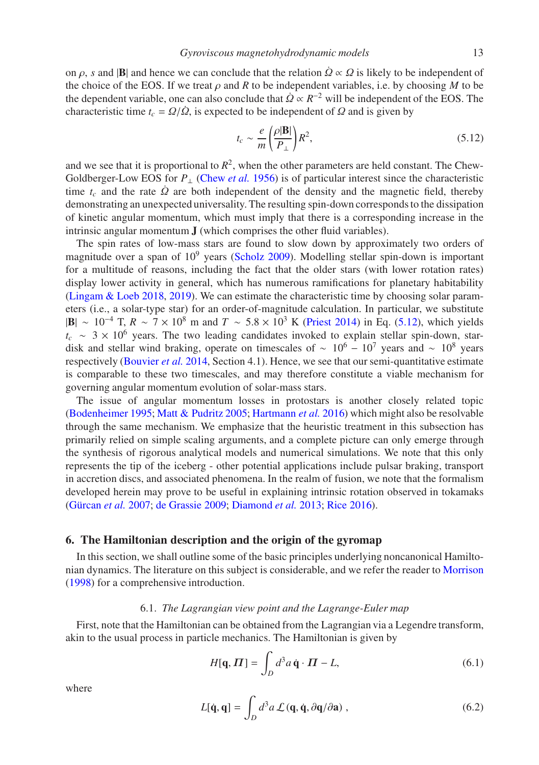on $\rho$, $s$ and $|\mathbf{B}|$ and hence we can conclude that the relation $\dot{\Omega} \propto \Omega$ is likely to be independent of the choice of the EOS. If we treat $\rho$ and $R$ to be independent variables, i.e. by choosing $M$ to be the dependent variable, one can also conclude that $\dot{\Omega} \propto R^{-2}$ will be independent of the EOS. The characteristic time $t_c = \Omega/\dot{\Omega}$, is expected to be independent of $\Omega$ and is given by

$$t_c \sim \frac{e}{m}\left(\frac{\rho|\mathbf{B}|}{P_\perp}\right)R^2, \tag{5.12}$$

and we see that it is proportional to $R^2$, when the other parameters are held constant. The Chew-Goldberger-Low EOS for $P_\perp$ (Chew *et al.* 1956) is of particular interest since the characteristic time $t_c$ and the rate $\dot{\Omega}$ are both independent of the density and the magnetic field, thereby demonstrating an unexpected universality. The resulting spin-down corresponds to the dissipation of kinetic angular momentum, which must imply that there is a corresponding increase in the intrinsic angular momentum $\mathbf{J}$ (which comprises the other fluid variables).

The spin rates of low-mass stars are found to slow down by approximately two orders of magnitude over a span of $10^9$ years (Scholz 2009). Modelling stellar spin-down is important for a multitude of reasons, including the fact that the older stars (with lower rotation rates) display lower activity in general, which has numerous ramifications for planetary habitability (Lingam & Loeb 2018, 2019). We can estimate the characteristic time by choosing solar parameters (i.e., a solar-type star) for an order-of-magnitude calculation. In particular, we substitute $|\mathbf{B}| \sim 10^{-4}$ T, $R \sim 7 \times 10^8$ m and $T \sim 5.8 \times 10^3$ K (Priest 2014) in Eq. (5.12), which yields $t_c \sim 3 \times 10^6$ years. The two leading candidates invoked to explain stellar spin-down, star-disk and stellar wind braking, operate on timescales of $\sim 10^6 - 10^7$ years and $\sim 10^8$ years respectively (Bouvier *et al.* 2014, Section 4.1). Hence, we see that our semi-quantitative estimate is comparable to these two timescales, and may therefore constitute a viable mechanism for governing angular momentum evolution of solar-mass stars.

The issue of angular momentum losses in protostars is another closely related topic (Bodenheimer 1995; Matt & Pudritz 2005; Hartmann *et al.* 2016) which might also be resolvable through the same mechanism. We emphasize that the heuristic treatment in this subsection has primarily relied on simple scaling arguments, and a complete picture can only emerge through the synthesis of rigorous analytical models and numerical simulations. We note that this only represents the tip of the iceberg - other potential applications include pulsar braking, transport in accretion discs, and associated phenomena. In the realm of fusion, we note that the formalism developed herein may prove to be useful in explaining intrinsic rotation observed in tokamaks (Gürcan *et al.* 2007; de Grassie 2009; Diamond *et al.* 2013; Rice 2016).

## 6. The Hamiltonian description and the origin of the gyromap

In this section, we shall outline some of the basic principles underlying noncanonical Hamiltonian dynamics. The literature on this subject is considerable, and we refer the reader to Morrison (1998) for a comprehensive introduction.

### 6.1. *The Lagrangian view point and the Lagrange-Euler map*

First, note that the Hamiltonian can be obtained from the Lagrangian via a Legendre transform, akin to the usual process in particle mechanics. The Hamiltonian is given by

$$H[\mathbf{q}, \boldsymbol{\Pi}] = \int_D d^3a\, \dot{\mathbf{q}} \cdot \boldsymbol{\Pi} - L, \tag{6.1}$$

where

$$L[\dot{\mathbf{q}}, \mathbf{q}] = \int_D d^3a\, \mathcal{L}\left(\mathbf{q}, \dot{\mathbf{q}}, \partial\mathbf{q}/\partial\mathbf{a}\right), \tag{6.2}$$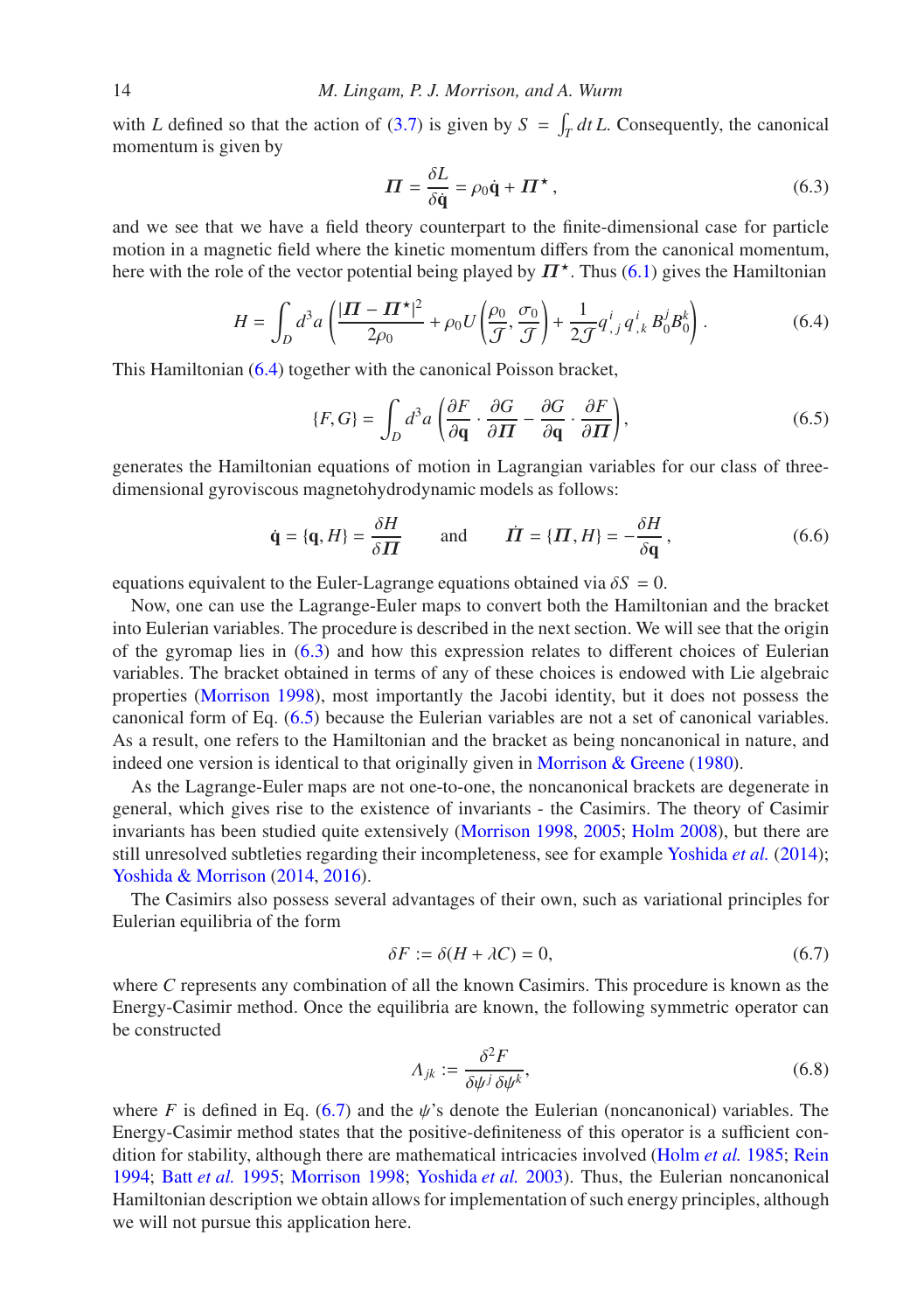with $L$ defined so that the action of (3.7) is given by $S = \int_T dt\, L$. Consequently, the canonical momentum is given by

$$\boldsymbol{\Pi} = \frac{\delta L}{\delta \dot{\mathbf{q}}} = \rho_0 \dot{\mathbf{q}} + \boldsymbol{\Pi}^\star \,, \tag{6.3}$$

and we see that we have a field theory counterpart to the finite-dimensional case for particle motion in a magnetic field where the kinetic momentum differs from the canonical momentum, here with the role of the vector potential being played by $\boldsymbol{\Pi}^\star$. Thus (6.1) gives the Hamiltonian

$$H = \int_D d^3a \left( \frac{|\boldsymbol{\Pi} - \boldsymbol{\Pi}^\star|^2}{2\rho_0} + \rho_0 U\left(\frac{\rho_0}{\mathcal{J}}, \frac{\sigma_0}{\mathcal{J}}\right) + \frac{1}{2\mathcal{J}} q^i_{\,,j}\, q^i_{\,,k}\, B^j_0 B^k_0 \right). \tag{6.4}$$

This Hamiltonian (6.4) together with the canonical Poisson bracket,

$$\{F, G\} = \int_D d^3a \left( \frac{\partial F}{\partial \mathbf{q}} \cdot \frac{\partial G}{\partial \boldsymbol{\Pi}} - \frac{\partial G}{\partial \mathbf{q}} \cdot \frac{\partial F}{\partial \boldsymbol{\Pi}} \right), \tag{6.5}$$

generates the Hamiltonian equations of motion in Lagrangian variables for our class of three-dimensional gyroviscous magnetohydrodynamic models as follows:

$$\dot{\mathbf{q}} = \{\mathbf{q}, H\} = \frac{\delta H}{\delta \boldsymbol{\Pi}} \qquad \text{and} \qquad \dot{\boldsymbol{\Pi}} = \{\boldsymbol{\Pi}, H\} = -\frac{\delta H}{\delta \mathbf{q}}\,, \tag{6.6}$$

equations equivalent to the Euler-Lagrange equations obtained via $\delta S = 0$.

Now, one can use the Lagrange-Euler maps to convert both the Hamiltonian and the bracket into Eulerian variables. The procedure is described in the next section. We will see that the origin of the gyromap lies in (6.3) and how this expression relates to different choices of Eulerian variables. The bracket obtained in terms of any of these choices is endowed with Lie algebraic properties (Morrison 1998), most importantly the Jacobi identity, but it does not possess the canonical form of Eq. (6.5) because the Eulerian variables are not a set of canonical variables. As a result, one refers to the Hamiltonian and the bracket as being noncanonical in nature, and indeed one version is identical to that originally given in Morrison & Greene (1980).

As the Lagrange-Euler maps are not one-to-one, the noncanonical brackets are degenerate in general, which gives rise to the existence of invariants - the Casimirs. The theory of Casimir invariants has been studied quite extensively (Morrison 1998, 2005; Holm 2008), but there are still unresolved subtleties regarding their incompleteness, see for example Yoshida *et al.* (2014); Yoshida & Morrison (2014, 2016).

The Casimirs also possess several advantages of their own, such as variational principles for Eulerian equilibria of the form

$$\delta F := \delta(H + \lambda C) = 0, \tag{6.7}$$

where $C$ represents any combination of all the known Casimirs. This procedure is known as the Energy-Casimir method. Once the equilibria are known, the following symmetric operator can be constructed

$$\Lambda_{jk} := \frac{\delta^2 F}{\delta \psi^j\, \delta \psi^k}, \tag{6.8}$$

where $F$ is defined in Eq. (6.7) and the $\psi$'s denote the Eulerian (noncanonical) variables. The Energy-Casimir method states that the positive-definiteness of this operator is a sufficient condition for stability, although there are mathematical intricacies involved (Holm *et al.* 1985; Rein 1994; Batt *et al.* 1995; Morrison 1998; Yoshida *et al.* 2003). Thus, the Eulerian noncanonical Hamiltonian description we obtain allows for implementation of such energy principles, although we will not pursue this application here.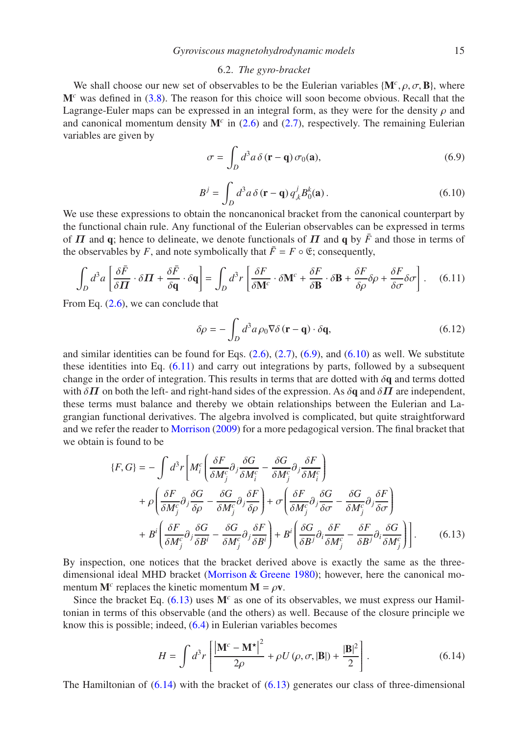## 6.2. *The gyro-bracket*

We shall choose our new set of observables to be the Eulerian variables $\{\mathbf{M}^c, \rho, \sigma, \mathbf{B}\}$, where $\mathbf{M}^c$ was defined in (3.8). The reason for this choice will soon become obvious. Recall that the Lagrange-Euler maps can be expressed in an integral form, as they were for the density $\rho$ and and canonical momentum density $\mathbf{M}^c$ in (2.6) and (2.7), respectively. The remaining Eulerian variables are given by

$$\sigma = \int_D d^3a\, \delta\left(\mathbf{r} - \mathbf{q}\right) \sigma_0(\mathbf{a}), \tag{6.9}$$

$$B^j = \int_D d^3a\, \delta\left(\mathbf{r} - \mathbf{q}\right) q^j_{,k} B^k_0(\mathbf{a}). \tag{6.10}$$

We use these expressions to obtain the noncanonical bracket from the canonical counterpart by the functional chain rule. Any functional of the Eulerian observables can be expressed in terms of $\boldsymbol{\Pi}$ and $\mathbf{q}$; hence to delineate, we denote functionals of $\boldsymbol{\Pi}$ and $\mathbf{q}$ by $\bar{F}$ and those in terms of the observables by $F$, and note symbolically that $\bar{F} = F \circ \mathfrak{E}$; consequently,

$$\int_D d^3a \left[\frac{\delta \bar{F}}{\delta \boldsymbol{\Pi}} \cdot \delta \boldsymbol{\Pi} + \frac{\delta \bar{F}}{\delta \mathbf{q}} \cdot \delta \mathbf{q}\right] = \int_D d^3r \left[\frac{\delta F}{\delta \mathbf{M}^c} \cdot \delta \mathbf{M}^c + \frac{\delta F}{\delta \mathbf{B}} \cdot \delta \mathbf{B} + \frac{\delta F}{\delta \rho} \delta \rho + \frac{\delta F}{\delta \sigma} \delta \sigma\right]. \tag{6.11}$$

From Eq. (2.6), we can conclude that

$$\delta \rho = -\int_D d^3a\, \rho_0 \nabla \delta\left(\mathbf{r} - \mathbf{q}\right) \cdot \delta \mathbf{q}, \tag{6.12}$$

and similar identities can be found for Eqs. (2.6), (2.7), (6.9), and (6.10) as well. We substitute these identities into Eq. (6.11) and carry out integrations by parts, followed by a subsequent change in the order of integration. This results in terms that are dotted with $\delta\mathbf{q}$ and terms dotted with $\delta\boldsymbol{\Pi}$ on both the left- and right-hand sides of the expression. As $\delta\mathbf{q}$ and $\delta\boldsymbol{\Pi}$ are independent, these terms must balance and thereby we obtain relationships between the Eulerian and Lagrangian functional derivatives. The algebra involved is complicated, but quite straightforward and we refer the reader to Morrison (2009) for a more pedagogical version. The final bracket that we obtain is found to be

$$\begin{aligned}
\{F, G\} = -\int d^3r \Bigg[ & M^c_i \left(\frac{\delta F}{\delta M^c_j} \partial_j \frac{\delta G}{\delta M^c_i} - \frac{\delta G}{\delta M^c_j} \partial_j \frac{\delta F}{\delta M^c_i}\right) \\
& + \rho \left(\frac{\delta F}{\delta M^c_j} \partial_j \frac{\delta G}{\delta \rho} - \frac{\delta G}{\delta M^c_j} \partial_j \frac{\delta F}{\delta \rho}\right) + \sigma \left(\frac{\delta F}{\delta M^c_j} \partial_j \frac{\delta G}{\delta \sigma} - \frac{\delta G}{\delta M^c_j} \partial_j \frac{\delta F}{\delta \sigma}\right) \\
& + B^i \left(\frac{\delta F}{\delta M^c_j} \partial_j \frac{\delta G}{\delta B^i} - \frac{\delta G}{\delta M^c_j} \partial_j \frac{\delta F}{\delta B^i}\right) + B^i \left(\frac{\delta G}{\delta B^j} \partial_i \frac{\delta F}{\delta M^c_j} - \frac{\delta F}{\delta B^j} \partial_i \frac{\delta G}{\delta M^c_j}\right)\Bigg].
\end{aligned} \tag{6.13}$$

By inspection, one notices that the bracket derived above is exactly the same as the three-dimensional ideal MHD bracket (Morrison & Greene 1980); however, here the canonical momentum $\mathbf{M}^c$ replaces the kinetic momentum $\mathbf{M} = \rho\mathbf{v}$.

Since the bracket Eq. (6.13) uses $\mathbf{M}^c$ as one of its observables, we must express our Hamiltonian in terms of this observable (and the others) as well. Because of the closure principle we know this is possible; indeed, (6.4) in Eulerian variables becomes

$$H = \int d^3r \left[\frac{\left|\mathbf{M}^c - \mathbf{M}^\star\right|^2}{2\rho} + \rho U\left(\rho, \sigma, |\mathbf{B}|\right) + \frac{|\mathbf{B}|^2}{2}\right]. \tag{6.14}$$

The Hamiltonian of (6.14) with the bracket of (6.13) generates our class of three-dimensional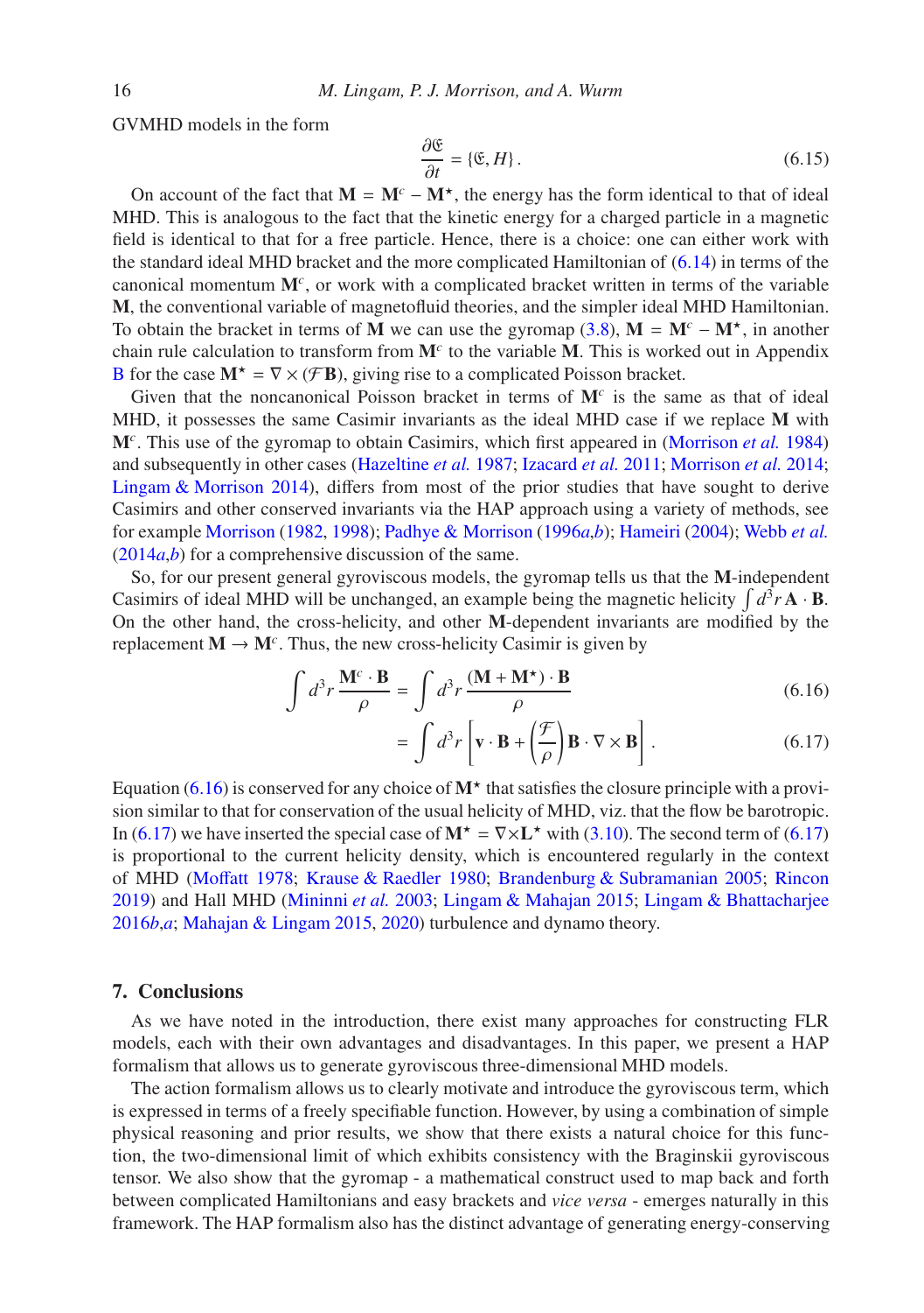GVMHD models in the form

$$\frac{\partial \mathfrak{E}}{\partial t} = \{\mathfrak{E}, H\}. \tag{6.15}$$

On account of the fact that $\mathbf{M} = \mathbf{M}^c - \mathbf{M}^\star$, the energy has the form identical to that of ideal MHD. This is analogous to the fact that the kinetic energy for a charged particle in a magnetic field is identical to that for a free particle. Hence, there is a choice: one can either work with the standard ideal MHD bracket and the more complicated Hamiltonian of (6.14) in terms of the canonical momentum $\mathbf{M}^c$, or work with a complicated bracket written in terms of the variable $\mathbf{M}$, the conventional variable of magnetofluid theories, and the simpler ideal MHD Hamiltonian. To obtain the bracket in terms of $\mathbf{M}$ we can use the gyromap (3.8), $\mathbf{M} = \mathbf{M}^c - \mathbf{M}^\star$, in another chain rule calculation to transform from $\mathbf{M}^c$ to the variable $\mathbf{M}$. This is worked out in Appendix B for the case $\mathbf{M}^\star = \nabla \times (\mathcal{F}\mathbf{B})$, giving rise to a complicated Poisson bracket.

Given that the noncanonical Poisson bracket in terms of $\mathbf{M}^c$ is the same as that of ideal MHD, it possesses the same Casimir invariants as the ideal MHD case if we replace $\mathbf{M}$ with $\mathbf{M}^c$. This use of the gyromap to obtain Casimirs, which first appeared in (Morrison *et al.* 1984) and subsequently in other cases (Hazeltine *et al.* 1987; Izacard *et al.* 2011; Morrison *et al.* 2014; Lingam & Morrison 2014), differs from most of the prior studies that have sought to derive Casimirs and other conserved invariants via the HAP approach using a variety of methods, see for example Morrison (1982, 1998); Padhye & Morrison (1996*a*,*b*); Hameiri (2004); Webb *et al.* (2014*a*,*b*) for a comprehensive discussion of the same.

So, for our present general gyroviscous models, the gyromap tells us that the $\mathbf{M}$-independent Casimirs of ideal MHD will be unchanged, an example being the magnetic helicity $\int d^3r\, \mathbf{A}\cdot\mathbf{B}$. On the other hand, the cross-helicity, and other $\mathbf{M}$-dependent invariants are modified by the replacement $\mathbf{M} \to \mathbf{M}^c$. Thus, the new cross-helicity Casimir is given by

$$\int d^3r\, \frac{\mathbf{M}^c\cdot\mathbf{B}}{\rho} = \int d^3r\, \frac{(\mathbf{M}+\mathbf{M}^\star)\cdot\mathbf{B}}{\rho} \tag{6.16}$$

$$= \int d^3r \left[\mathbf{v}\cdot\mathbf{B} + \left(\frac{\mathcal{F}}{\rho}\right)\mathbf{B}\cdot\nabla\times\mathbf{B}\right]. \tag{6.17}$$

Equation (6.16) is conserved for any choice of $\mathbf{M}^\star$ that satisfies the closure principle with a provision similar to that for conservation of the usual helicity of MHD, viz. that the flow be barotropic. In (6.17) we have inserted the special case of $\mathbf{M}^\star = \nabla\times\mathbf{L}^\star$ with (3.10). The second term of (6.17) is proportional to the current helicity density, which is encountered regularly in the context of MHD (Moffatt 1978; Krause & Raedler 1980; Brandenburg & Subramanian 2005; Rincon 2019) and Hall MHD (Mininni *et al.* 2003; Lingam & Mahajan 2015; Lingam & Bhattacharjee 2016*b*,*a*; Mahajan & Lingam 2015, 2020) turbulence and dynamo theory.

## 7. Conclusions

As we have noted in the introduction, there exist many approaches for constructing FLR models, each with their own advantages and disadvantages. In this paper, we present a HAP formalism that allows us to generate gyroviscous three-dimensional MHD models.

The action formalism allows us to clearly motivate and introduce the gyroviscous term, which is expressed in terms of a freely specifiable function. However, by using a combination of simple physical reasoning and prior results, we show that there exists a natural choice for this function, the two-dimensional limit of which exhibits consistency with the Braginskii gyroviscous tensor. We also show that the gyromap - a mathematical construct used to map back and forth between complicated Hamiltonians and easy brackets and *vice versa* - emerges naturally in this framework. The HAP formalism also has the distinct advantage of generating energy-conserving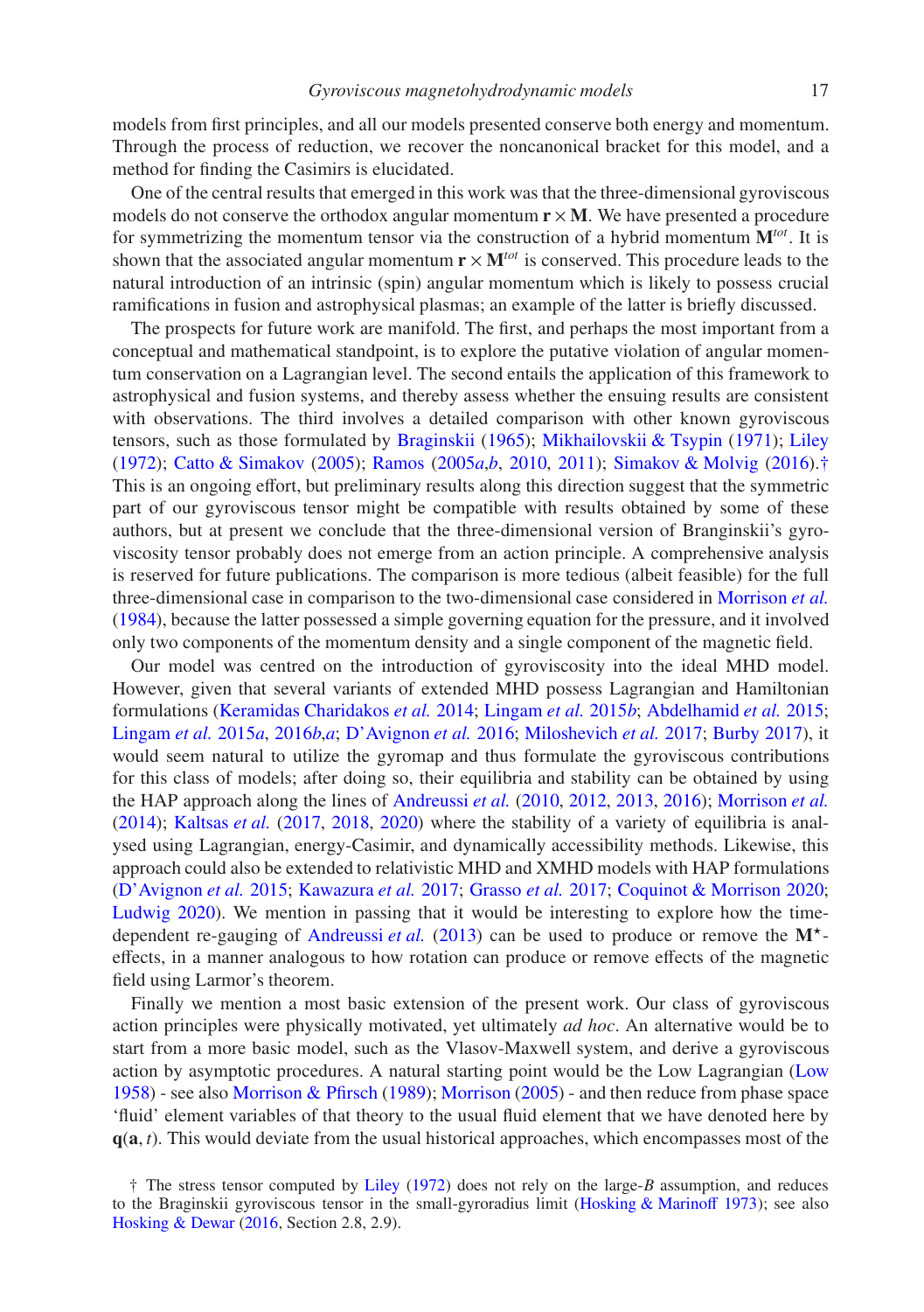models from first principles, and all our models presented conserve both energy and momentum. Through the process of reduction, we recover the noncanonical bracket for this model, and a method for finding the Casimirs is elucidated.

One of the central results that emerged in this work was that the three-dimensional gyroviscous models do not conserve the orthodox angular momentum $\mathbf{r} \times \mathbf{M}$. We have presented a procedure for symmetrizing the momentum tensor via the construction of a hybrid momentum $\mathbf{M}^{tot}$. It is shown that the associated angular momentum $\mathbf{r} \times \mathbf{M}^{tot}$ is conserved. This procedure leads to the natural introduction of an intrinsic (spin) angular momentum which is likely to possess crucial ramifications in fusion and astrophysical plasmas; an example of the latter is briefly discussed.

The prospects for future work are manifold. The first, and perhaps the most important from a conceptual and mathematical standpoint, is to explore the putative violation of angular momentum conservation on a Lagrangian level. The second entails the application of this framework to astrophysical and fusion systems, and thereby assess whether the ensuing results are consistent with observations. The third involves a detailed comparison with other known gyroviscous tensors, such as those formulated by Braginskii (1965); Mikhailovskii & Tsypin (1971); Liley (1972); Catto & Simakov (2005); Ramos (2005*a*,*b*, 2010, 2011); Simakov & Molvig (2016).† This is an ongoing effort, but preliminary results along this direction suggest that the symmetric part of our gyroviscous tensor might be compatible with results obtained by some of these authors, but at present we conclude that the three-dimensional version of Branginskii's gyroviscosity tensor probably does not emerge from an action principle. A comprehensive analysis is reserved for future publications. The comparison is more tedious (albeit feasible) for the full three-dimensional case in comparison to the two-dimensional case considered in Morrison *et al.* (1984), because the latter possessed a simple governing equation for the pressure, and it involved only two components of the momentum density and a single component of the magnetic field.

Our model was centred on the introduction of gyroviscosity into the ideal MHD model. However, given that several variants of extended MHD possess Lagrangian and Hamiltonian formulations (Keramidas Charidakos *et al.* 2014; Lingam *et al.* 2015*b*; Abdelhamid *et al.* 2015; Lingam *et al.* 2015*a*, 2016*b*,*a*; D'Avignon *et al.* 2016; Miloshevich *et al.* 2017; Burby 2017), it would seem natural to utilize the gyromap and thus formulate the gyroviscous contributions for this class of models; after doing so, their equilibria and stability can be obtained by using the HAP approach along the lines of Andreussi *et al.* (2010, 2012, 2013, 2016); Morrison *et al.* (2014); Kaltsas *et al.* (2017, 2018, 2020) where the stability of a variety of equilibria is analysed using Lagrangian, energy-Casimir, and dynamically accessibility methods. Likewise, this approach could also be extended to relativistic MHD and XMHD models with HAP formulations (D'Avignon *et al.* 2015; Kawazura *et al.* 2017; Grasso *et al.* 2017; Coquinot & Morrison 2020; Ludwig 2020). We mention in passing that it would be interesting to explore how the time-dependent re-gauging of Andreussi *et al.* (2013) can be used to produce or remove the $\mathbf{M}^{\star}$-effects, in a manner analogous to how rotation can produce or remove effects of the magnetic field using Larmor's theorem.

Finally we mention a most basic extension of the present work. Our class of gyroviscous action principles were physically motivated, yet ultimately *ad hoc*. An alternative would be to start from a more basic model, such as the Vlasov-Maxwell system, and derive a gyroviscous action by asymptotic procedures. A natural starting point would be the Low Lagrangian (Low 1958) - see also Morrison & Pfirsch (1989); Morrison (2005) - and then reduce from phase space 'fluid' element variables of that theory to the usual fluid element that we have denoted here by $\mathbf{q}(\mathbf{a}, t)$. This would deviate from the usual historical approaches, which encompasses most of the

† The stress tensor computed by Liley (1972) does not rely on the large-$B$ assumption, and reduces to the Braginskii gyroviscous tensor in the small-gyroradius limit (Hosking & Marinoff 1973); see also Hosking & Dewar (2016, Section 2.8, 2.9).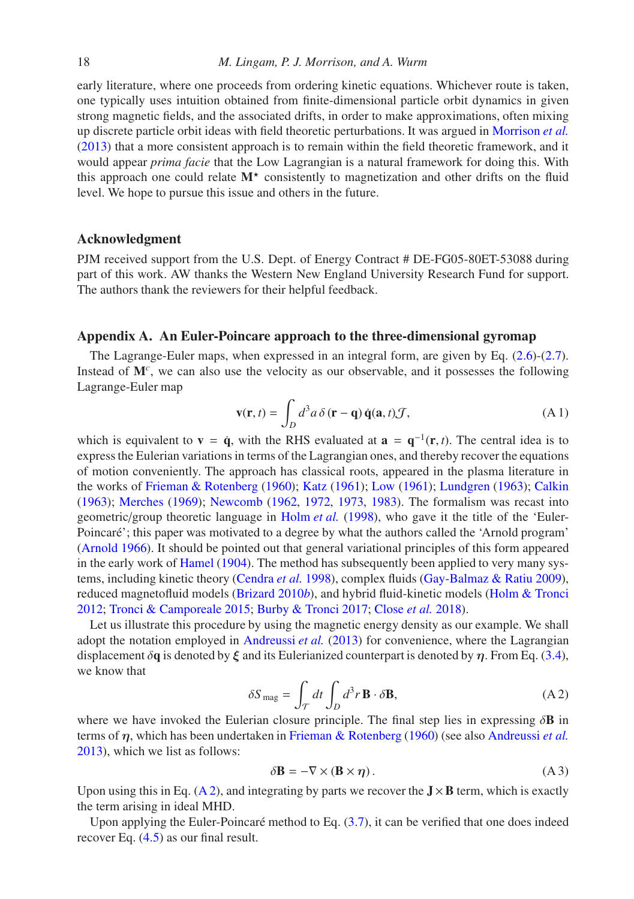early literature, where one proceeds from ordering kinetic equations. Whichever route is taken, one typically uses intuition obtained from finite-dimensional particle orbit dynamics in given strong magnetic fields, and the associated drifts, in order to make approximations, often mixing up discrete particle orbit ideas with field theoretic perturbations. It was argued in Morrison *et al.* (2013) that a more consistent approach is to remain within the field theoretic framework, and it would appear *prima facie* that the Low Lagrangian is a natural framework for doing this. With this approach one could relate $\mathbf{M}^{\star}$ consistently to magnetization and other drifts on the fluid level. We hope to pursue this issue and others in the future.

## Acknowledgment

PJM received support from the U.S. Dept. of Energy Contract # DE-FG05-80ET-53088 during part of this work. AW thanks the Western New England University Research Fund for support. The authors thank the reviewers for their helpful feedback.

## Appendix A. An Euler-Poincare approach to the three-dimensional gyromap

The Lagrange-Euler maps, when expressed in an integral form, are given by Eq. (2.6)-(2.7). Instead of $\mathbf{M}^{c}$, we can also use the velocity as our observable, and it possesses the following Lagrange-Euler map

$$\mathbf{v}(\mathbf{r},t) = \int_D d^3a\, \delta\left(\mathbf{r}-\mathbf{q}\right) \dot{\mathbf{q}}(\mathbf{a},t)\mathcal{J}, \tag{A 1}$$

which is equivalent to $\mathbf{v} = \dot{\mathbf{q}}$, with the RHS evaluated at $\mathbf{a} = \mathbf{q}^{-1}(\mathbf{r},t)$. The central idea is to express the Eulerian variations in terms of the Lagrangian ones, and thereby recover the equations of motion conveniently. The approach has classical roots, appeared in the plasma literature in the works of Frieman & Rotenberg (1960); Katz (1961); Low (1961); Lundgren (1963); Calkin (1963); Merches (1969); Newcomb (1962, 1972, 1973, 1983). The formalism was recast into geometric/group theoretic language in Holm *et al.* (1998), who gave it the title of the 'Euler-Poincaré'; this paper was motivated to a degree by what the authors called the 'Arnold program' (Arnold 1966). It should be pointed out that general variational principles of this form appeared in the early work of Hamel (1904). The method has subsequently been applied to very many systems, including kinetic theory (Cendra *et al.* 1998), complex fluids (Gay-Balmaz & Ratiu 2009), reduced magnetofluid models (Brizard 2010*b*), and hybrid fluid-kinetic models (Holm & Tronci 2012; Tronci & Camporeale 2015; Burby & Tronci 2017; Close *et al.* 2018).

Let us illustrate this procedure by using the magnetic energy density as our example. We shall adopt the notation employed in Andreussi *et al.* (2013) for convenience, where the Lagrangian displacement $\delta\mathbf{q}$ is denoted by $\boldsymbol{\xi}$ and its Eulerianized counterpart is denoted by $\boldsymbol{\eta}$. From Eq. (3.4), we know that

$$\delta S_{\rm mag} = \int_{\mathcal{T}} dt \int_D d^3r\, \mathbf{B}\cdot\delta\mathbf{B}, \tag{A 2}$$

where we have invoked the Eulerian closure principle. The final step lies in expressing $\delta\mathbf{B}$ in terms of $\boldsymbol{\eta}$, which has been undertaken in Frieman & Rotenberg (1960) (see also Andreussi *et al.* 2013), which we list as follows:

$$\delta\mathbf{B} = -\nabla\times\left(\mathbf{B}\times\boldsymbol{\eta}\right). \tag{A 3}$$

Upon using this in Eq. (A 2), and integrating by parts we recover the $\mathbf{J}\times\mathbf{B}$ term, which is exactly the term arising in ideal MHD.

Upon applying the Euler-Poincaré method to Eq. (3.7), it can be verified that one does indeed recover Eq. (4.5) as our final result.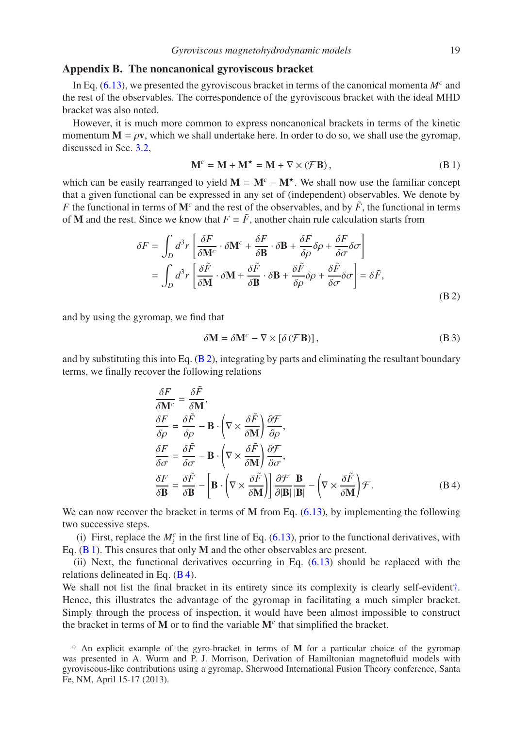## Appendix B. The noncanonical gyroviscous bracket

In Eq. (6.13), we presented the gyroviscous bracket in terms of the canonical momenta $M^c$ and the rest of the observables. The correspondence of the gyroviscous bracket with the ideal MHD bracket was also noted.

However, it is much more common to express noncanonical brackets in terms of the kinetic momentum $\mathbf{M} = \rho\mathbf{v}$, which we shall undertake here. In order to do so, we shall use the gyromap, discussed in Sec. 3.2,

$$\mathbf{M}^c = \mathbf{M} + \mathbf{M}^\star = \mathbf{M} + \nabla \times (\mathcal{F}\mathbf{B}), \tag{B 1}$$

which can be easily rearranged to yield $\mathbf{M} = \mathbf{M}^c - \mathbf{M}^\star$. We shall now use the familiar concept that a given functional can be expressed in any set of (independent) observables. We denote by $F$ the functional in terms of $\mathbf{M}^c$ and the rest of the observables, and by $\tilde{F}$, the functional in terms of $\mathbf{M}$ and the rest. Since we know that $F \equiv \tilde{F}$, another chain rule calculation starts from

$$\begin{aligned}
\delta F &= \int_D d^3r \left[ \frac{\delta F}{\delta \mathbf{M}^c} \cdot \delta \mathbf{M}^c + \frac{\delta F}{\delta \mathbf{B}} \cdot \delta \mathbf{B} + \frac{\delta F}{\delta \rho}\delta\rho + \frac{\delta F}{\delta \sigma}\delta\sigma \right] \\
&= \int_D d^3r \left[ \frac{\delta \tilde{F}}{\delta \mathbf{M}} \cdot \delta \mathbf{M} + \frac{\delta \tilde{F}}{\delta \mathbf{B}} \cdot \delta \mathbf{B} + \frac{\delta \tilde{F}}{\delta \rho}\delta\rho + \frac{\delta \tilde{F}}{\delta \sigma}\delta\sigma \right] = \delta \tilde{F},
\end{aligned} \tag{B 2}$$

and by using the gyromap, we find that

$$\delta \mathbf{M} = \delta \mathbf{M}^c - \nabla \times [\delta(\mathcal{F}\mathbf{B})], \tag{B 3}$$

and by substituting this into Eq. (B 2), integrating by parts and eliminating the resultant boundary terms, we finally recover the following relations

$$\begin{aligned}
\frac{\delta F}{\delta \mathbf{M}^c} &= \frac{\delta \tilde{F}}{\delta \mathbf{M}}, \\
\frac{\delta F}{\delta \rho} &= \frac{\delta \tilde{F}}{\delta \rho} - \mathbf{B} \cdot \left( \nabla \times \frac{\delta \tilde{F}}{\delta \mathbf{M}} \right) \frac{\partial \mathcal{F}}{\partial \rho}, \\
\frac{\delta F}{\delta \sigma} &= \frac{\delta \tilde{F}}{\delta \sigma} - \mathbf{B} \cdot \left( \nabla \times \frac{\delta \tilde{F}}{\delta \mathbf{M}} \right) \frac{\partial \mathcal{F}}{\partial \sigma}, \\
\frac{\delta F}{\delta \mathbf{B}} &= \frac{\delta \tilde{F}}{\delta \mathbf{B}} - \left[ \mathbf{B} \cdot \left( \nabla \times \frac{\delta \tilde{F}}{\delta \mathbf{M}} \right) \right] \frac{\partial \mathcal{F}}{\partial |\mathbf{B}|} \frac{\mathbf{B}}{|\mathbf{B}|} - \left( \nabla \times \frac{\delta \tilde{F}}{\delta \mathbf{M}} \right) \mathcal{F}.
\end{aligned} \tag{B 4}$$

We can now recover the bracket in terms of $\mathbf{M}$ from Eq. (6.13), by implementing the following two successive steps.

(i) First, replace the $M_i^c$ in the first line of Eq. (6.13), prior to the functional derivatives, with Eq. (B 1). This ensures that only $\mathbf{M}$ and the other observables are present.

(ii) Next, the functional derivatives occurring in Eq. (6.13) should be replaced with the relations delineated in Eq. (B 4).

We shall not list the final bracket in its entirety since its complexity is clearly self-evident†. Hence, this illustrates the advantage of the gyromap in facilitating a much simpler bracket. Simply through the process of inspection, it would have been almost impossible to construct the bracket in terms of $\mathbf{M}$ or to find the variable $\mathbf{M}^c$ that simplified the bracket.

† An explicit example of the gyro-bracket in terms of $\mathbf{M}$ for a particular choice of the gyromap was presented in A. Wurm and P. J. Morrison, Derivation of Hamiltonian magnetofluid models with gyroviscous-like contributions using a gyromap, Sherwood International Fusion Theory conference, Santa Fe, NM, April 15-17 (2013).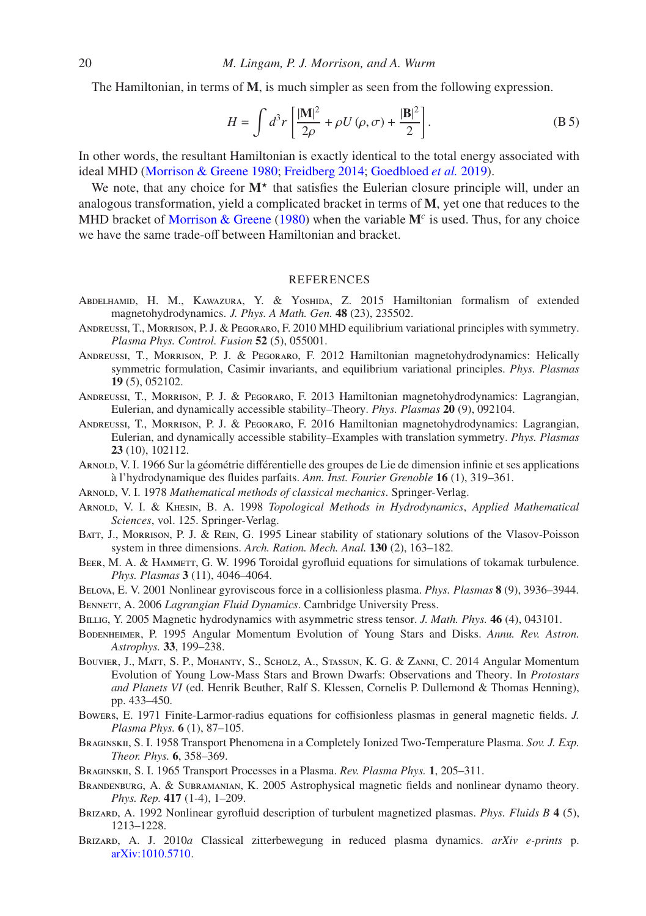The Hamiltonian, in terms of $\mathbf{M}$, is much simpler as seen from the following expression.

$$H = \int d^3r \left[ \frac{|\mathbf{M}|^2}{2\rho} + \rho U(\rho, \sigma) + \frac{|\mathbf{B}|^2}{2} \right]. \tag{B 5}$$

In other words, the resultant Hamiltonian is exactly identical to the total energy associated with ideal MHD (Morrison & Greene 1980; Freidberg 2014; Goedbloed *et al.* 2019).

We note, that any choice for $\mathbf{M}^\star$ that satisfies the Eulerian closure principle will, under an analogous transformation, yield a complicated bracket in terms of $\mathbf{M}$, yet one that reduces to the MHD bracket of Morrison & Greene (1980) when the variable $\mathbf{M}^c$ is used. Thus, for any choice we have the same trade-off between Hamiltonian and bracket.

## REFERENCES

Abdelhamid, H. M., Kawazura, Y. & Yoshida, Z. 2015 Hamiltonian formalism of extended magnetohydrodynamics. *J. Phys. A Math. Gen.* **48** (23), 235502.

Andreussi, T., Morrison, P. J. & Pegoraro, F. 2010 MHD equilibrium variational principles with symmetry. *Plasma Phys. Control. Fusion* **52** (5), 055001.

Andreussi, T., Morrison, P. J. & Pegoraro, F. 2012 Hamiltonian magnetohydrodynamics: Helically symmetric formulation, Casimir invariants, and equilibrium variational principles. *Phys. Plasmas* **19** (5), 052102.

Andreussi, T., Morrison, P. J. & Pegoraro, F. 2013 Hamiltonian magnetohydrodynamics: Lagrangian, Eulerian, and dynamically accessible stability–Theory. *Phys. Plasmas* **20** (9), 092104.

Andreussi, T., Morrison, P. J. & Pegoraro, F. 2016 Hamiltonian magnetohydrodynamics: Lagrangian, Eulerian, and dynamically accessible stability–Examples with translation symmetry. *Phys. Plasmas* **23** (10), 102112.

Arnold, V. I. 1966 Sur la géométrie différentielle des groupes de Lie de dimension infinie et ses applications à l'hydrodynamique des fluides parfaits. *Ann. Inst. Fourier Grenoble* **16** (1), 319–361.

Arnold, V. I. 1978 *Mathematical methods of classical mechanics*. Springer-Verlag.

Arnold, V. I. & Khesin, B. A. 1998 *Topological Methods in Hydrodynamics*, *Applied Mathematical Sciences*, vol. 125. Springer-Verlag.

Batt, J., Morrison, P. J. & Rein, G. 1995 Linear stability of stationary solutions of the Vlasov-Poisson system in three dimensions. *Arch. Ration. Mech. Anal.* **130** (2), 163–182.

Beer, M. A. & Hammett, G. W. 1996 Toroidal gyrofluid equations for simulations of tokamak turbulence. *Phys. Plasmas* **3** (11), 4046–4064.

Belova, E. V. 2001 Nonlinear gyroviscous force in a collisionless plasma. *Phys. Plasmas* **8** (9), 3936–3944.

Bennett, A. 2006 *Lagrangian Fluid Dynamics*. Cambridge University Press.

Billig, Y. 2005 Magnetic hydrodynamics with asymmetric stress tensor. *J. Math. Phys.* **46** (4), 043101.

Bodenheimer, P. 1995 Angular Momentum Evolution of Young Stars and Disks. *Annu. Rev. Astron. Astrophys.* **33**, 199–238.

Bouvier, J., Matt, S. P., Mohanty, S., Scholz, A., Stassun, K. G. & Zanni, C. 2014 Angular Momentum Evolution of Young Low-Mass Stars and Brown Dwarfs: Observations and Theory. In *Protostars and Planets VI* (ed. Henrik Beuther, Ralf S. Klessen, Cornelis P. Dullemond & Thomas Henning), pp. 433–450.

Bowers, E. 1971 Finite-Larmor-radius equations for coffisionless plasmas in general magnetic fields. *J. Plasma Phys.* **6** (1), 87–105.

Braginskii, S. I. 1958 Transport Phenomena in a Completely Ionized Two-Temperature Plasma. *Sov. J. Exp. Theor. Phys.* **6**, 358–369.

Braginskii, S. I. 1965 Transport Processes in a Plasma. *Rev. Plasma Phys.* **1**, 205–311.

Brandenburg, A. & Subramanian, K. 2005 Astrophysical magnetic fields and nonlinear dynamo theory. *Phys. Rep.* **417** (1-4), 1–209.

Brizard, A. 1992 Nonlinear gyrofluid description of turbulent magnetized plasmas. *Phys. Fluids B* **4** (5), 1213–1228.

Brizard, A. J. 2010*a* Classical zitterbewegung in reduced plasma dynamics. *arXiv e-prints* p. arXiv:1010.5710.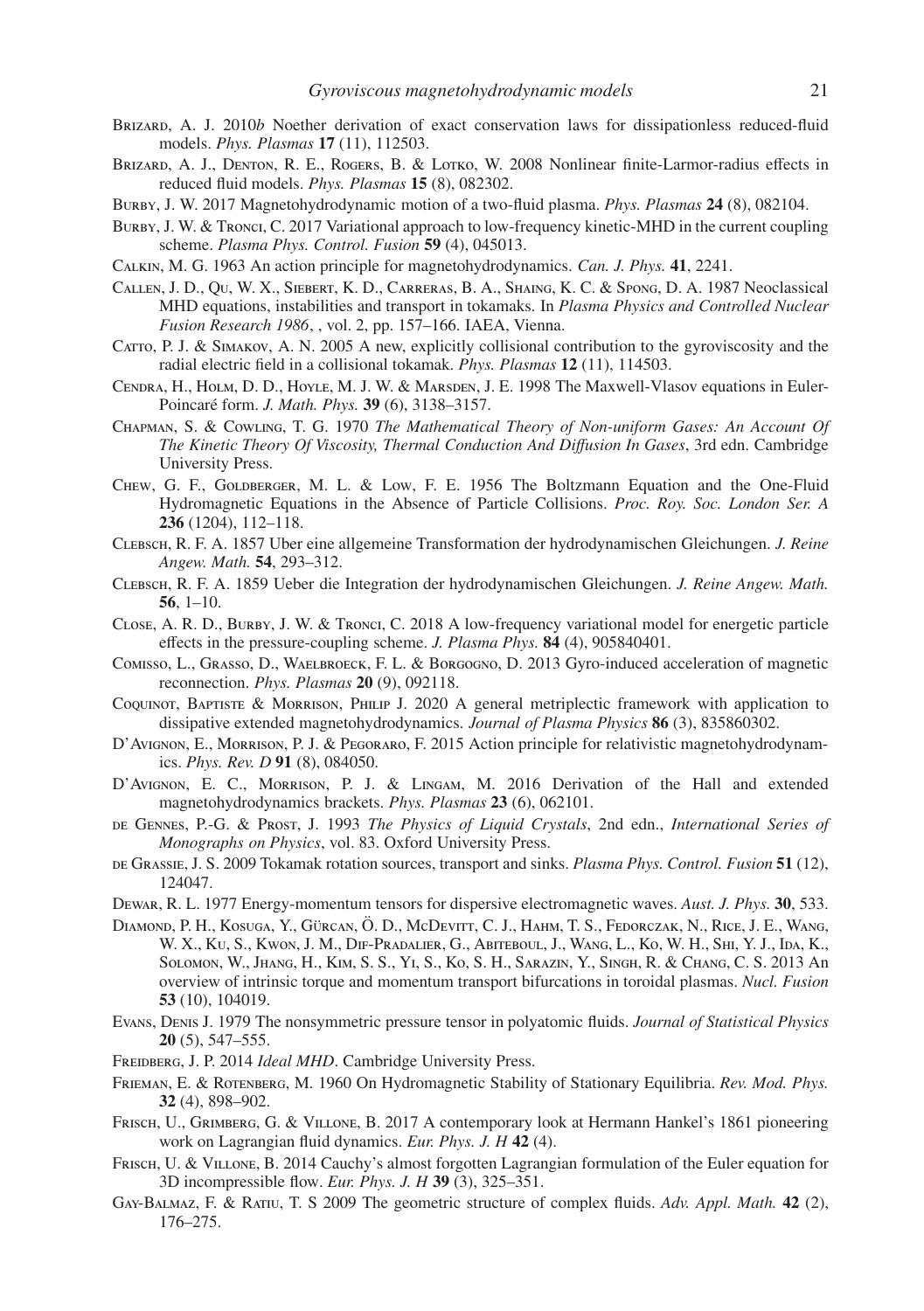Brizard, A. J. 2010*b* Noether derivation of exact conservation laws for dissipationless reduced-fluid models. *Phys. Plasmas* **17** (11), 112503.

Brizard, A. J., Denton, R. E., Rogers, B. & Lotko, W. 2008 Nonlinear finite-Larmor-radius effects in reduced fluid models. *Phys. Plasmas* **15** (8), 082302.

Burby, J. W. 2017 Magnetohydrodynamic motion of a two-fluid plasma. *Phys. Plasmas* **24** (8), 082104.

Burby, J. W. & Tronci, C. 2017 Variational approach to low-frequency kinetic-MHD in the current coupling scheme. *Plasma Phys. Control. Fusion* **59** (4), 045013.

Calkin, M. G. 1963 An action principle for magnetohydrodynamics. *Can. J. Phys.* **41**, 2241.

Callen, J. D., Qu, W. X., Siebert, K. D., Carreras, B. A., Shaing, K. C. & Spong, D. A. 1987 Neoclassical MHD equations, instabilities and transport in tokamaks. In *Plasma Physics and Controlled Nuclear Fusion Research 1986*, , vol. 2, pp. 157–166. IAEA, Vienna.

Catto, P. J. & Simakov, A. N. 2005 A new, explicitly collisional contribution to the gyroviscosity and the radial electric field in a collisional tokamak. *Phys. Plasmas* **12** (11), 114503.

Cendra, H., Holm, D. D., Hoyle, M. J. W. & Marsden, J. E. 1998 The Maxwell-Vlasov equations in Euler-Poincaré form. *J. Math. Phys.* **39** (6), 3138–3157.

Chapman, S. & Cowling, T. G. 1970 *The Mathematical Theory of Non-uniform Gases: An Account Of The Kinetic Theory Of Viscosity, Thermal Conduction And Diffusion In Gases*, 3rd edn. Cambridge University Press.

Chew, G. F., Goldberger, M. L. & Low, F. E. 1956 The Boltzmann Equation and the One-Fluid Hydromagnetic Equations in the Absence of Particle Collisions. *Proc. Roy. Soc. London Ser. A* **236** (1204), 112–118.

Clebsch, R. F. A. 1857 Uber eine allgemeine Transformation der hydrodynamischen Gleichungen. *J. Reine Angew. Math.* **54**, 293–312.

Clebsch, R. F. A. 1859 Ueber die Integration der hydrodynamischen Gleichungen. *J. Reine Angew. Math.* **56**, 1–10.

Close, A. R. D., Burby, J. W. & Tronci, C. 2018 A low-frequency variational model for energetic particle effects in the pressure-coupling scheme. *J. Plasma Phys.* **84** (4), 905840401.

Comisso, L., Grasso, D., Waelbroeck, F. L. & Borgogno, D. 2013 Gyro-induced acceleration of magnetic reconnection. *Phys. Plasmas* **20** (9), 092118.

Coquinot, Baptiste & Morrison, Philip J. 2020 A general metriplectic framework with application to dissipative extended magnetohydrodynamics. *Journal of Plasma Physics* **86** (3), 835860302.

D'Avignon, E., Morrison, P. J. & Pegoraro, F. 2015 Action principle for relativistic magnetohydrodynamics. *Phys. Rev. D* **91** (8), 084050.

D'Avignon, E. C., Morrison, P. J. & Lingam, M. 2016 Derivation of the Hall and extended magnetohydrodynamics brackets. *Phys. Plasmas* **23** (6), 062101.

de Gennes, P.-G. & Prost, J. 1993 *The Physics of Liquid Crystals*, 2nd edn., *International Series of Monographs on Physics*, vol. 83. Oxford University Press.

de Grassie, J. S. 2009 Tokamak rotation sources, transport and sinks. *Plasma Phys. Control. Fusion* **51** (12), 124047.

Dewar, R. L. 1977 Energy-momentum tensors for dispersive electromagnetic waves. *Aust. J. Phys.* **30**, 533.

Diamond, P. H., Kosuga, Y., Gürcan, Ö. D., McDevitt, C. J., Hahm, T. S., Fedorczak, N., Rice, J. E., Wang, W. X., Ku, S., Kwon, J. M., Dif-Pradalier, G., Abiteboul, J., Wang, L., Ko, W. H., Shi, Y. J., Ida, K., Solomon, W., Jhang, H., Kim, S. S., Yi, S., Ko, S. H., Sarazin, Y., Singh, R. & Chang, C. S. 2013 An overview of intrinsic torque and momentum transport bifurcations in toroidal plasmas. *Nucl. Fusion* **53** (10), 104019.

Evans, Denis J. 1979 The nonsymmetric pressure tensor in polyatomic fluids. *Journal of Statistical Physics* **20** (5), 547–555.

Freidberg, J. P. 2014 *Ideal MHD*. Cambridge University Press.

Frieman, E. & Rotenberg, M. 1960 On Hydromagnetic Stability of Stationary Equilibria. *Rev. Mod. Phys.* **32** (4), 898–902.

Frisch, U., Grimberg, G. & Villone, B. 2017 A contemporary look at Hermann Hankel's 1861 pioneering work on Lagrangian fluid dynamics. *Eur. Phys. J. H* **42** (4).

Frisch, U. & Villone, B. 2014 Cauchy's almost forgotten Lagrangian formulation of the Euler equation for 3D incompressible flow. *Eur. Phys. J. H* **39** (3), 325–351.

Gay-Balmaz, F. & Ratiu, T. S 2009 The geometric structure of complex fluids. *Adv. Appl. Math.* **42** (2), 176–275.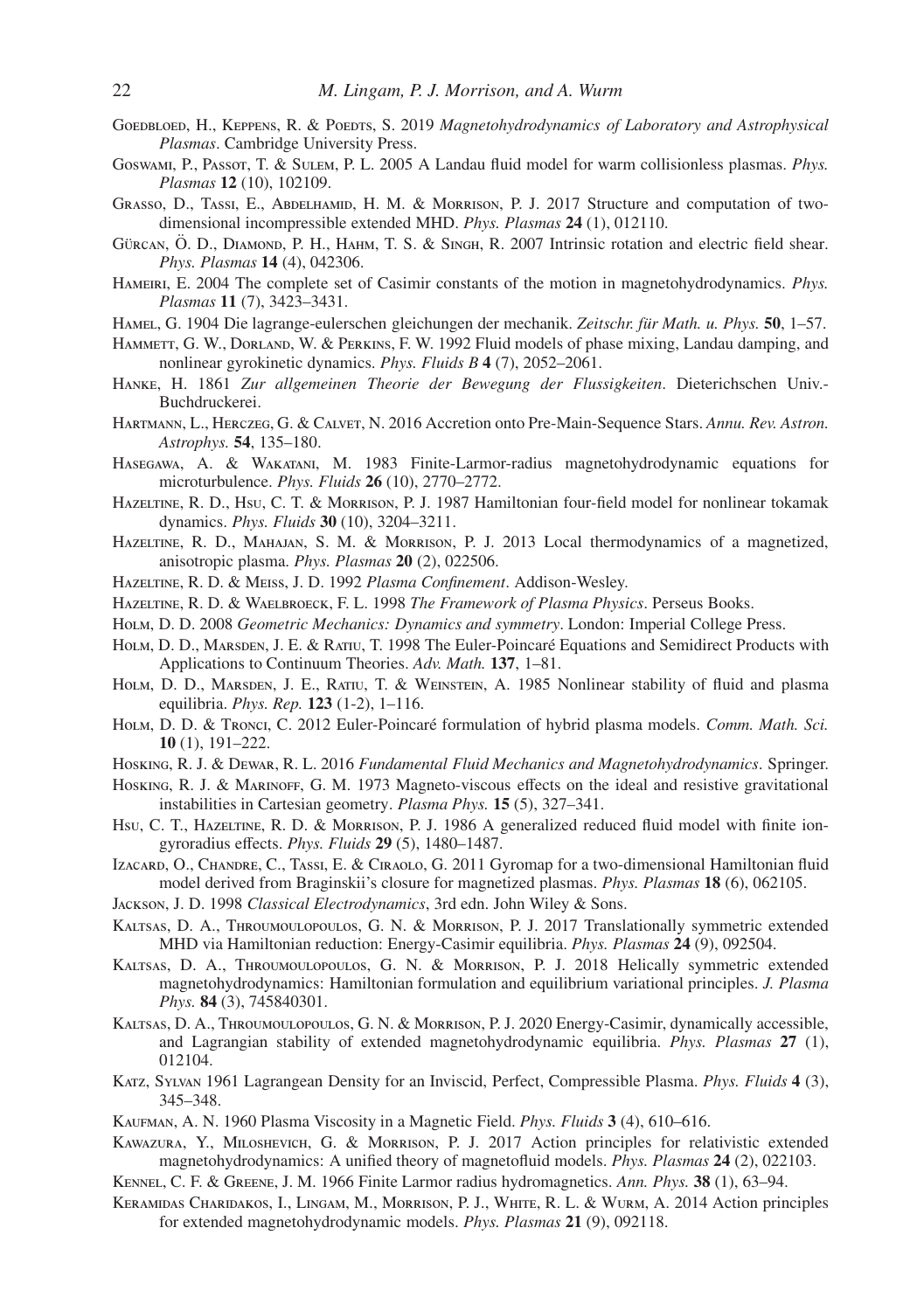Goedbloed, H., Keppens, R. & Poedts, S. 2019 *Magnetohydrodynamics of Laboratory and Astrophysical Plasmas*. Cambridge University Press.

Goswami, P., Passot, T. & Sulem, P. L. 2005 A Landau fluid model for warm collisionless plasmas. *Phys. Plasmas* **12** (10), 102109.

Grasso, D., Tassi, E., Abdelhamid, H. M. & Morrison, P. J. 2017 Structure and computation of two-dimensional incompressible extended MHD. *Phys. Plasmas* **24** (1), 012110.

Gürcan, Ö. D., Diamond, P. H., Hahm, T. S. & Singh, R. 2007 Intrinsic rotation and electric field shear. *Phys. Plasmas* **14** (4), 042306.

Hameiri, E. 2004 The complete set of Casimir constants of the motion in magnetohydrodynamics. *Phys. Plasmas* **11** (7), 3423–3431.

Hamel, G. 1904 Die lagrange-eulerschen gleichungen der mechanik. *Zeitschr. für Math. u. Phys.* **50**, 1–57.

Hammett, G. W., Dorland, W. & Perkins, F. W. 1992 Fluid models of phase mixing, Landau damping, and nonlinear gyrokinetic dynamics. *Phys. Fluids B* **4** (7), 2052–2061.

Hanke, H. 1861 *Zur allgemeinen Theorie der Bewegung der Flussigkeiten*. Dieterichschen Univ.-Buchdruckerei.

Hartmann, L., Herczeg, G. & Calvet, N. 2016 Accretion onto Pre-Main-Sequence Stars. *Annu. Rev. Astron. Astrophys.* **54**, 135–180.

Hasegawa, A. & Wakatani, M. 1983 Finite-Larmor-radius magnetohydrodynamic equations for microturbulence. *Phys. Fluids* **26** (10), 2770–2772.

Hazeltine, R. D., Hsu, C. T. & Morrison, P. J. 1987 Hamiltonian four-field model for nonlinear tokamak dynamics. *Phys. Fluids* **30** (10), 3204–3211.

Hazeltine, R. D., Mahajan, S. M. & Morrison, P. J. 2013 Local thermodynamics of a magnetized, anisotropic plasma. *Phys. Plasmas* **20** (2), 022506.

Hazeltine, R. D. & Meiss, J. D. 1992 *Plasma Confinement*. Addison-Wesley.

Hazeltine, R. D. & Waelbroeck, F. L. 1998 *The Framework of Plasma Physics*. Perseus Books.

Holm, D. D. 2008 *Geometric Mechanics: Dynamics and symmetry*. London: Imperial College Press.

Holm, D. D., Marsden, J. E. & Ratiu, T. 1998 The Euler-Poincaré Equations and Semidirect Products with Applications to Continuum Theories. *Adv. Math.* **137**, 1–81.

Holm, D. D., Marsden, J. E., Ratiu, T. & Weinstein, A. 1985 Nonlinear stability of fluid and plasma equilibria. *Phys. Rep.* **123** (1-2), 1–116.

Holm, D. D. & Tronci, C. 2012 Euler-Poincaré formulation of hybrid plasma models. *Comm. Math. Sci.* **10** (1), 191–222.

Hosking, R. J. & Dewar, R. L. 2016 *Fundamental Fluid Mechanics and Magnetohydrodynamics*. Springer.

Hosking, R. J. & Marinoff, G. M. 1973 Magneto-viscous effects on the ideal and resistive gravitational instabilities in Cartesian geometry. *Plasma Phys.* **15** (5), 327–341.

Hsu, C. T., Hazeltine, R. D. & Morrison, P. J. 1986 A generalized reduced fluid model with finite ion-gyroradius effects. *Phys. Fluids* **29** (5), 1480–1487.

Izacard, O., Chandre, C., Tassi, E. & Ciraolo, G. 2011 Gyromap for a two-dimensional Hamiltonian fluid model derived from Braginskii's closure for magnetized plasmas. *Phys. Plasmas* **18** (6), 062105.

Jackson, J. D. 1998 *Classical Electrodynamics*, 3rd edn. John Wiley & Sons.

Kaltsas, D. A., Throumoulopoulos, G. N. & Morrison, P. J. 2017 Translationally symmetric extended MHD via Hamiltonian reduction: Energy-Casimir equilibria. *Phys. Plasmas* **24** (9), 092504.

Kaltsas, D. A., Throumoulopoulos, G. N. & Morrison, P. J. 2018 Helically symmetric extended magnetohydrodynamics: Hamiltonian formulation and equilibrium variational principles. *J. Plasma Phys.* **84** (3), 745840301.

Kaltsas, D. A., Throumoulopoulos, G. N. & Morrison, P. J. 2020 Energy-Casimir, dynamically accessible, and Lagrangian stability of extended magnetohydrodynamic equilibria. *Phys. Plasmas* **27** (1), 012104.

Katz, Sylvan 1961 Lagrangean Density for an Inviscid, Perfect, Compressible Plasma. *Phys. Fluids* **4** (3), 345–348.

Kaufman, A. N. 1960 Plasma Viscosity in a Magnetic Field. *Phys. Fluids* **3** (4), 610–616.

Kawazura, Y., Miloshevich, G. & Morrison, P. J. 2017 Action principles for relativistic extended magnetohydrodynamics: A unified theory of magnetofluid models. *Phys. Plasmas* **24** (2), 022103.

Kennel, C. F. & Greene, J. M. 1966 Finite Larmor radius hydromagnetics. *Ann. Phys.* **38** (1), 63–94.

Keramidas Charidakos, I., Lingam, M., Morrison, P. J., White, R. L. & Wurm, A. 2014 Action principles for extended magnetohydrodynamic models. *Phys. Plasmas* **21** (9), 092118.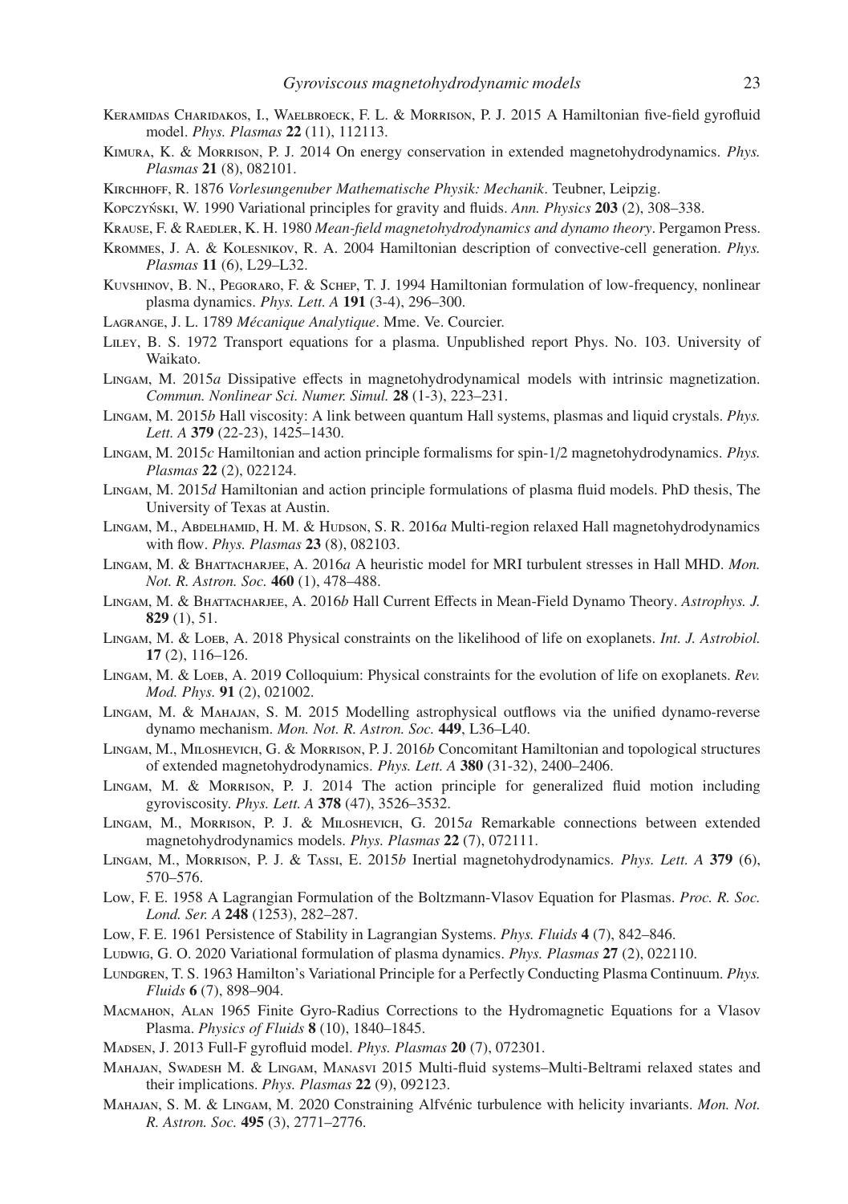Keramidas Charidakos, I., Waelbroeck, F. L. & Morrison, P. J. 2015 A Hamiltonian five-field gyrofluid model. *Phys. Plasmas* **22** (11), 112113.

Kimura, K. & Morrison, P. J. 2014 On energy conservation in extended magnetohydrodynamics. *Phys. Plasmas* **21** (8), 082101.

Kirchhoff, R. 1876 *Vorlesungenuber Mathematische Physik: Mechanik*. Teubner, Leipzig.

Kopczyński, W. 1990 Variational principles for gravity and fluids. *Ann. Physics* **203** (2), 308–338.

Krause, F. & Raedler, K. H. 1980 *Mean-field magnetohydrodynamics and dynamo theory*. Pergamon Press.

Krommes, J. A. & Kolesnikov, R. A. 2004 Hamiltonian description of convective-cell generation. *Phys. Plasmas* **11** (6), L29–L32.

Kuvshinov, B. N., Pegoraro, F. & Schep, T. J. 1994 Hamiltonian formulation of low-frequency, nonlinear plasma dynamics. *Phys. Lett. A* **191** (3-4), 296–300.

Lagrange, J. L. 1789 *Mécanique Analytique*. Mme. Ve. Courcier.

Liley, B. S. 1972 Transport equations for a plasma. Unpublished report Phys. No. 103. University of Waikato.

Lingam, M. 2015*a* Dissipative effects in magnetohydrodynamical models with intrinsic magnetization. *Commun. Nonlinear Sci. Numer. Simul.* **28** (1-3), 223–231.

Lingam, M. 2015*b* Hall viscosity: A link between quantum Hall systems, plasmas and liquid crystals. *Phys. Lett. A* **379** (22-23), 1425–1430.

Lingam, M. 2015*c* Hamiltonian and action principle formalisms for spin-1/2 magnetohydrodynamics. *Phys. Plasmas* **22** (2), 022124.

Lingam, M. 2015*d* Hamiltonian and action principle formulations of plasma fluid models. PhD thesis, The University of Texas at Austin.

Lingam, M., Abdelhamid, H. M. & Hudson, S. R. 2016*a* Multi-region relaxed Hall magnetohydrodynamics with flow. *Phys. Plasmas* **23** (8), 082103.

Lingam, M. & Bhattacharjee, A. 2016*a* A heuristic model for MRI turbulent stresses in Hall MHD. *Mon. Not. R. Astron. Soc.* **460** (1), 478–488.

Lingam, M. & Bhattacharjee, A. 2016*b* Hall Current Effects in Mean-Field Dynamo Theory. *Astrophys. J.* **829** (1), 51.

Lingam, M. & Loeb, A. 2018 Physical constraints on the likelihood of life on exoplanets. *Int. J. Astrobiol.* **17** (2), 116–126.

Lingam, M. & Loeb, A. 2019 Colloquium: Physical constraints for the evolution of life on exoplanets. *Rev. Mod. Phys.* **91** (2), 021002.

Lingam, M. & Mahajan, S. M. 2015 Modelling astrophysical outflows via the unified dynamo-reverse dynamo mechanism. *Mon. Not. R. Astron. Soc.* **449**, L36–L40.

Lingam, M., Miloshevich, G. & Morrison, P. J. 2016*b* Concomitant Hamiltonian and topological structures of extended magnetohydrodynamics. *Phys. Lett. A* **380** (31-32), 2400–2406.

Lingam, M. & Morrison, P. J. 2014 The action principle for generalized fluid motion including gyroviscosity. *Phys. Lett. A* **378** (47), 3526–3532.

Lingam, M., Morrison, P. J. & Miloshevich, G. 2015*a* Remarkable connections between extended magnetohydrodynamics models. *Phys. Plasmas* **22** (7), 072111.

Lingam, M., Morrison, P. J. & Tassi, E. 2015*b* Inertial magnetohydrodynamics. *Phys. Lett. A* **379** (6), 570–576.

Low, F. E. 1958 A Lagrangian Formulation of the Boltzmann-Vlasov Equation for Plasmas. *Proc. R. Soc. Lond. Ser. A* **248** (1253), 282–287.

Low, F. E. 1961 Persistence of Stability in Lagrangian Systems. *Phys. Fluids* **4** (7), 842–846.

Ludwig, G. O. 2020 Variational formulation of plasma dynamics. *Phys. Plasmas* **27** (2), 022110.

Lundgren, T. S. 1963 Hamilton's Variational Principle for a Perfectly Conducting Plasma Continuum. *Phys. Fluids* **6** (7), 898–904.

Macmahon, Alan 1965 Finite Gyro-Radius Corrections to the Hydromagnetic Equations for a Vlasov Plasma. *Physics of Fluids* **8** (10), 1840–1845.

Madsen, J. 2013 Full-F gyrofluid model. *Phys. Plasmas* **20** (7), 072301.

Mahajan, Swadesh M. & Lingam, Manasvi 2015 Multi-fluid systems–Multi-Beltrami relaxed states and their implications. *Phys. Plasmas* **22** (9), 092123.

Mahajan, S. M. & Lingam, M. 2020 Constraining Alfvénic turbulence with helicity invariants. *Mon. Not. R. Astron. Soc.* **495** (3), 2771–2776.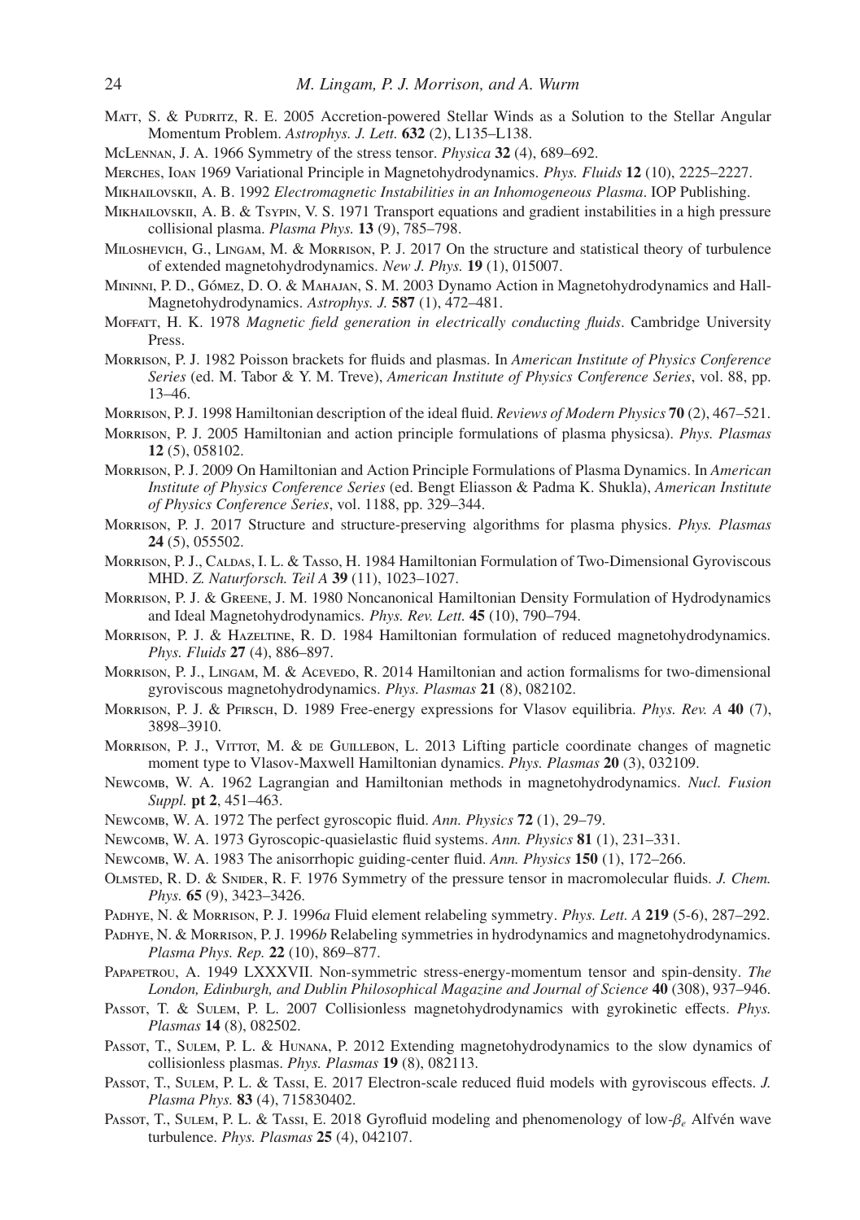Matt, S. & Pudritz, R. E. 2005 Accretion-powered Stellar Winds as a Solution to the Stellar Angular Momentum Problem. *Astrophys. J. Lett.* **632** (2), L135–L138.

McLennan, J. A. 1966 Symmetry of the stress tensor. *Physica* **32** (4), 689–692.

Merches, Ioan 1969 Variational Principle in Magnetohydrodynamics. *Phys. Fluids* **12** (10), 2225–2227.

Mikhailovskii, A. B. 1992 *Electromagnetic Instabilities in an Inhomogeneous Plasma*. IOP Publishing.

Mikhailovskii, A. B. & Tsypin, V. S. 1971 Transport equations and gradient instabilities in a high pressure collisional plasma. *Plasma Phys.* **13** (9), 785–798.

Miloshevich, G., Lingam, M. & Morrison, P. J. 2017 On the structure and statistical theory of turbulence of extended magnetohydrodynamics. *New J. Phys.* **19** (1), 015007.

Mininni, P. D., Gómez, D. O. & Mahajan, S. M. 2003 Dynamo Action in Magnetohydrodynamics and Hall-Magnetohydrodynamics. *Astrophys. J.* **587** (1), 472–481.

Moffatt, H. K. 1978 *Magnetic field generation in electrically conducting fluids*. Cambridge University Press.

Morrison, P. J. 1982 Poisson brackets for fluids and plasmas. In *American Institute of Physics Conference Series* (ed. M. Tabor & Y. M. Treve), *American Institute of Physics Conference Series*, vol. 88, pp. 13–46.

Morrison, P. J. 1998 Hamiltonian description of the ideal fluid. *Reviews of Modern Physics* **70** (2), 467–521.

Morrison, P. J. 2005 Hamiltonian and action principle formulations of plasma physicsa). *Phys. Plasmas* **12** (5), 058102.

Morrison, P. J. 2009 On Hamiltonian and Action Principle Formulations of Plasma Dynamics. In *American Institute of Physics Conference Series* (ed. Bengt Eliasson & Padma K. Shukla), *American Institute of Physics Conference Series*, vol. 1188, pp. 329–344.

Morrison, P. J. 2017 Structure and structure-preserving algorithms for plasma physics. *Phys. Plasmas* **24** (5), 055502.

Morrison, P. J., Caldas, I. L. & Tasso, H. 1984 Hamiltonian Formulation of Two-Dimensional Gyroviscous MHD. *Z. Naturforsch. Teil A* **39** (11), 1023–1027.

Morrison, P. J. & Greene, J. M. 1980 Noncanonical Hamiltonian Density Formulation of Hydrodynamics and Ideal Magnetohydrodynamics. *Phys. Rev. Lett.* **45** (10), 790–794.

Morrison, P. J. & Hazeltine, R. D. 1984 Hamiltonian formulation of reduced magnetohydrodynamics. *Phys. Fluids* **27** (4), 886–897.

Morrison, P. J., Lingam, M. & Acevedo, R. 2014 Hamiltonian and action formalisms for two-dimensional gyroviscous magnetohydrodynamics. *Phys. Plasmas* **21** (8), 082102.

Morrison, P. J. & Pfirsch, D. 1989 Free-energy expressions for Vlasov equilibria. *Phys. Rev. A* **40** (7), 3898–3910.

Morrison, P. J., Vittot, M. & de Guillebon, L. 2013 Lifting particle coordinate changes of magnetic moment type to Vlasov-Maxwell Hamiltonian dynamics. *Phys. Plasmas* **20** (3), 032109.

Newcomb, W. A. 1962 Lagrangian and Hamiltonian methods in magnetohydrodynamics. *Nucl. Fusion Suppl.* **pt 2**, 451–463.

Newcomb, W. A. 1972 The perfect gyroscopic fluid. *Ann. Physics* **72** (1), 29–79.

Newcomb, W. A. 1973 Gyroscopic-quasielastic fluid systems. *Ann. Physics* **81** (1), 231–331.

Newcomb, W. A. 1983 The anisorrhopic guiding-center fluid. *Ann. Physics* **150** (1), 172–266.

Olmsted, R. D. & Snider, R. F. 1976 Symmetry of the pressure tensor in macromolecular fluids. *J. Chem. Phys.* **65** (9), 3423–3426.

Padhye, N. & Morrison, P. J. 1996*a* Fluid element relabeling symmetry. *Phys. Lett. A* **219** (5-6), 287–292.

Padhye, N. & Morrison, P. J. 1996*b* Relabeling symmetries in hydrodynamics and magnetohydrodynamics. *Plasma Phys. Rep.* **22** (10), 869–877.

Papapetrou, A. 1949 LXXXVII. Non-symmetric stress-energy-momentum tensor and spin-density. *The London, Edinburgh, and Dublin Philosophical Magazine and Journal of Science* **40** (308), 937–946.

Passot, T. & Sulem, P. L. 2007 Collisionless magnetohydrodynamics with gyrokinetic effects. *Phys. Plasmas* **14** (8), 082502.

Passot, T., Sulem, P. L. & Hunana, P. 2012 Extending magnetohydrodynamics to the slow dynamics of collisionless plasmas. *Phys. Plasmas* **19** (8), 082113.

Passot, T., Sulem, P. L. & Tassi, E. 2017 Electron-scale reduced fluid models with gyroviscous effects. *J. Plasma Phys.* **83** (4), 715830402.

Passot, T., Sulem, P. L. & Tassi, E. 2018 Gyrofluid modeling and phenomenology of low-$\beta_e$ Alfvén wave turbulence. *Phys. Plasmas* **25** (4), 042107.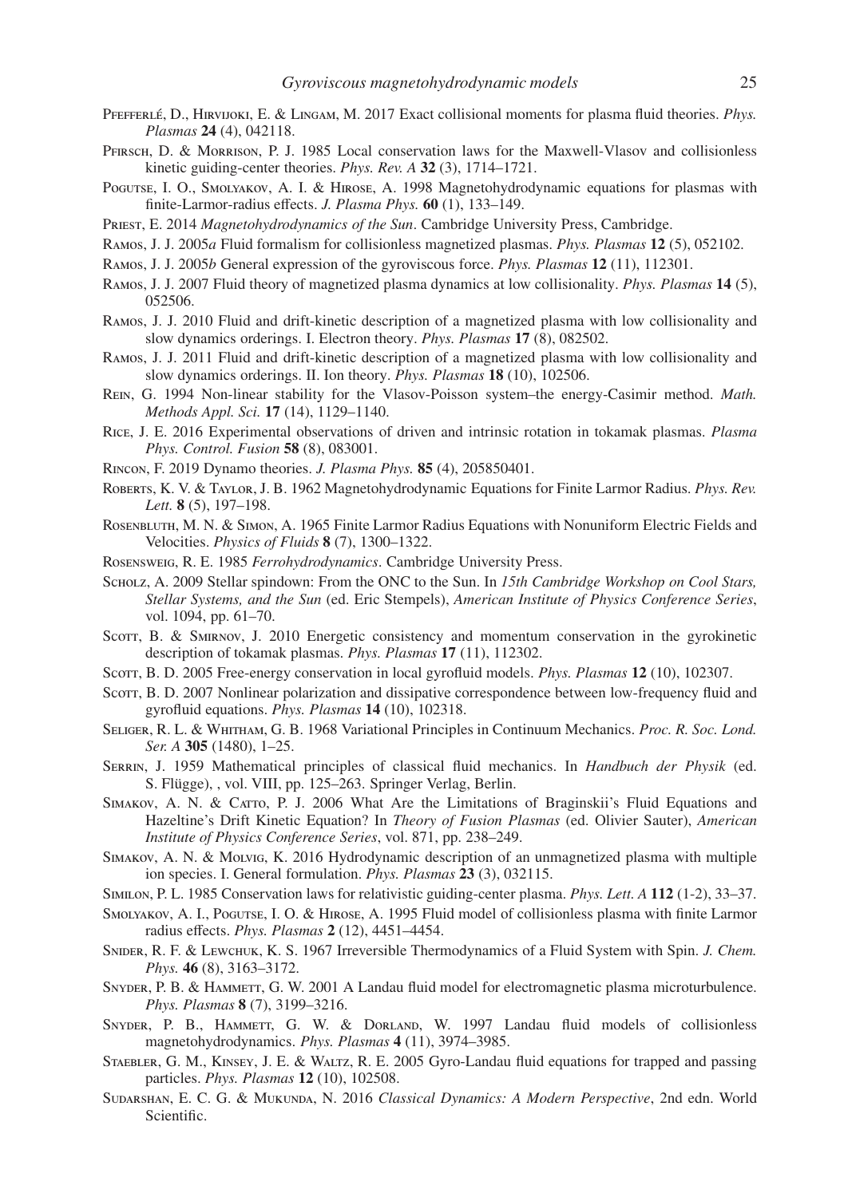Pfefferlé, D., Hirvijoki, E. & Lingam, M. 2017 Exact collisional moments for plasma fluid theories. *Phys. Plasmas* **24** (4), 042118.

Pfirsch, D. & Morrison, P. J. 1985 Local conservation laws for the Maxwell-Vlasov and collisionless kinetic guiding-center theories. *Phys. Rev. A* **32** (3), 1714–1721.

Pogutse, I. O., Smolyakov, A. I. & Hirose, A. 1998 Magnetohydrodynamic equations for plasmas with finite-Larmor-radius effects. *J. Plasma Phys.* **60** (1), 133–149.

Priest, E. 2014 *Magnetohydrodynamics of the Sun*. Cambridge University Press, Cambridge.

Ramos, J. J. 2005*a* Fluid formalism for collisionless magnetized plasmas. *Phys. Plasmas* **12** (5), 052102.

Ramos, J. J. 2005*b* General expression of the gyroviscous force. *Phys. Plasmas* **12** (11), 112301.

Ramos, J. J. 2007 Fluid theory of magnetized plasma dynamics at low collisionality. *Phys. Plasmas* **14** (5), 052506.

Ramos, J. J. 2010 Fluid and drift-kinetic description of a magnetized plasma with low collisionality and slow dynamics orderings. I. Electron theory. *Phys. Plasmas* **17** (8), 082502.

Ramos, J. J. 2011 Fluid and drift-kinetic description of a magnetized plasma with low collisionality and slow dynamics orderings. II. Ion theory. *Phys. Plasmas* **18** (10), 102506.

Rein, G. 1994 Non-linear stability for the Vlasov-Poisson system–the energy-Casimir method. *Math. Methods Appl. Sci.* **17** (14), 1129–1140.

Rice, J. E. 2016 Experimental observations of driven and intrinsic rotation in tokamak plasmas. *Plasma Phys. Control. Fusion* **58** (8), 083001.

Rincon, F. 2019 Dynamo theories. *J. Plasma Phys.* **85** (4), 205850401.

Roberts, K. V. & Taylor, J. B. 1962 Magnetohydrodynamic Equations for Finite Larmor Radius. *Phys. Rev. Lett.* **8** (5), 197–198.

Rosenbluth, M. N. & Simon, A. 1965 Finite Larmor Radius Equations with Nonuniform Electric Fields and Velocities. *Physics of Fluids* **8** (7), 1300–1322.

Rosensweig, R. E. 1985 *Ferrohydrodynamics*. Cambridge University Press.

Scholz, A. 2009 Stellar spindown: From the ONC to the Sun. In *15th Cambridge Workshop on Cool Stars, Stellar Systems, and the Sun* (ed. Eric Stempels), *American Institute of Physics Conference Series*, vol. 1094, pp. 61–70.

Scott, B. & Smirnov, J. 2010 Energetic consistency and momentum conservation in the gyrokinetic description of tokamak plasmas. *Phys. Plasmas* **17** (11), 112302.

Scott, B. D. 2005 Free-energy conservation in local gyrofluid models. *Phys. Plasmas* **12** (10), 102307.

Scott, B. D. 2007 Nonlinear polarization and dissipative correspondence between low-frequency fluid and gyrofluid equations. *Phys. Plasmas* **14** (10), 102318.

Seliger, R. L. & Whitham, G. B. 1968 Variational Principles in Continuum Mechanics. *Proc. R. Soc. Lond. Ser. A* **305** (1480), 1–25.

Serrin, J. 1959 Mathematical principles of classical fluid mechanics. In *Handbuch der Physik* (ed. S. Flügge), , vol. VIII, pp. 125–263. Springer Verlag, Berlin.

Simakov, A. N. & Catto, P. J. 2006 What Are the Limitations of Braginskii's Fluid Equations and Hazeltine's Drift Kinetic Equation? In *Theory of Fusion Plasmas* (ed. Olivier Sauter), *American Institute of Physics Conference Series*, vol. 871, pp. 238–249.

Simakov, A. N. & Molvig, K. 2016 Hydrodynamic description of an unmagnetized plasma with multiple ion species. I. General formulation. *Phys. Plasmas* **23** (3), 032115.

Similon, P. L. 1985 Conservation laws for relativistic guiding-center plasma. *Phys. Lett. A* **112** (1-2), 33–37.

Smolyakov, A. I., Pogutse, I. O. & Hirose, A. 1995 Fluid model of collisionless plasma with finite Larmor radius effects. *Phys. Plasmas* **2** (12), 4451–4454.

Snider, R. F. & Lewchuk, K. S. 1967 Irreversible Thermodynamics of a Fluid System with Spin. *J. Chem. Phys.* **46** (8), 3163–3172.

Snyder, P. B. & Hammett, G. W. 2001 A Landau fluid model for electromagnetic plasma microturbulence. *Phys. Plasmas* **8** (7), 3199–3216.

Snyder, P. B., Hammett, G. W. & Dorland, W. 1997 Landau fluid models of collisionless magnetohydrodynamics. *Phys. Plasmas* **4** (11), 3974–3985.

Staebler, G. M., Kinsey, J. E. & Waltz, R. E. 2005 Gyro-Landau fluid equations for trapped and passing particles. *Phys. Plasmas* **12** (10), 102508.

Sudarshan, E. C. G. & Mukunda, N. 2016 *Classical Dynamics: A Modern Perspective*, 2nd edn. World Scientific.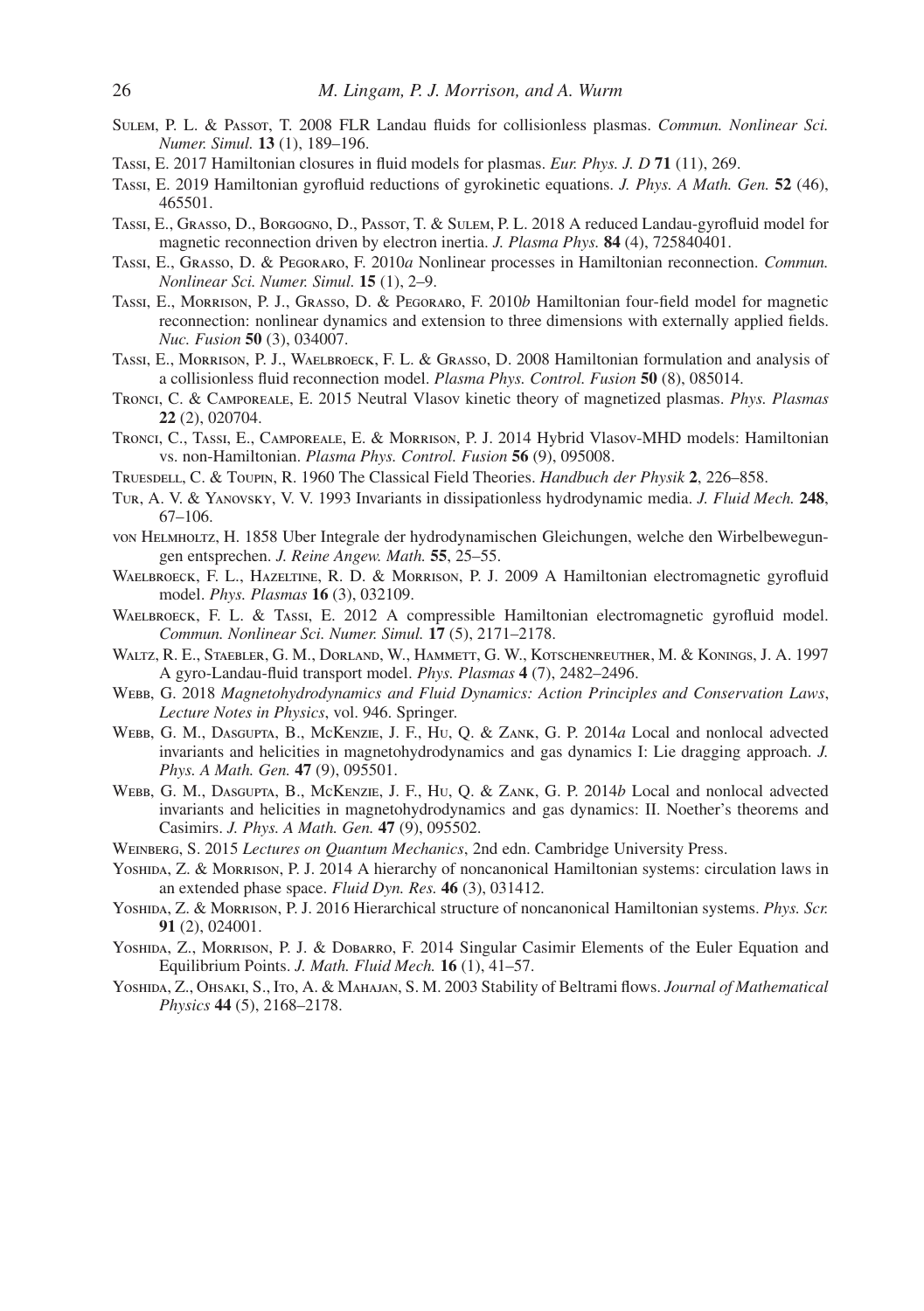Sulem, P. L. & Passot, T. 2008 FLR Landau fluids for collisionless plasmas. *Commun. Nonlinear Sci. Numer. Simul.* **13** (1), 189–196.

Tassi, E. 2017 Hamiltonian closures in fluid models for plasmas. *Eur. Phys. J. D* **71** (11), 269.

Tassi, E. 2019 Hamiltonian gyrofluid reductions of gyrokinetic equations. *J. Phys. A Math. Gen.* **52** (46), 465501.

Tassi, E., Grasso, D., Borgogno, D., Passot, T. & Sulem, P. L. 2018 A reduced Landau-gyrofluid model for magnetic reconnection driven by electron inertia. *J. Plasma Phys.* **84** (4), 725840401.

Tassi, E., Grasso, D. & Pegoraro, F. 2010*a* Nonlinear processes in Hamiltonian reconnection. *Commun. Nonlinear Sci. Numer. Simul.* **15** (1), 2–9.

Tassi, E., Morrison, P. J., Grasso, D. & Pegoraro, F. 2010*b* Hamiltonian four-field model for magnetic reconnection: nonlinear dynamics and extension to three dimensions with externally applied fields. *Nuc. Fusion* **50** (3), 034007.

Tassi, E., Morrison, P. J., Waelbroeck, F. L. & Grasso, D. 2008 Hamiltonian formulation and analysis of a collisionless fluid reconnection model. *Plasma Phys. Control. Fusion* **50** (8), 085014.

Tronci, C. & Camporeale, E. 2015 Neutral Vlasov kinetic theory of magnetized plasmas. *Phys. Plasmas* **22** (2), 020704.

Tronci, C., Tassi, E., Camporeale, E. & Morrison, P. J. 2014 Hybrid Vlasov-MHD models: Hamiltonian vs. non-Hamiltonian. *Plasma Phys. Control. Fusion* **56** (9), 095008.

Truesdell, C. & Toupin, R. 1960 The Classical Field Theories. *Handbuch der Physik* **2**, 226–858.

Tur, A. V. & Yanovsky, V. V. 1993 Invariants in dissipationless hydrodynamic media. *J. Fluid Mech.* **248**, 67–106.

von Helmholtz, H. 1858 Uber Integrale der hydrodynamischen Gleichungen, welche den Wirbelbewegungen entsprechen. *J. Reine Angew. Math.* **55**, 25–55.

Waelbroeck, F. L., Hazeltine, R. D. & Morrison, P. J. 2009 A Hamiltonian electromagnetic gyrofluid model. *Phys. Plasmas* **16** (3), 032109.

Waelbroeck, F. L. & Tassi, E. 2012 A compressible Hamiltonian electromagnetic gyrofluid model. *Commun. Nonlinear Sci. Numer. Simul.* **17** (5), 2171–2178.

Waltz, R. E., Staebler, G. M., Dorland, W., Hammett, G. W., Kotschenreuther, M. & Konings, J. A. 1997 A gyro-Landau-fluid transport model. *Phys. Plasmas* **4** (7), 2482–2496.

Webb, G. 2018 *Magnetohydrodynamics and Fluid Dynamics: Action Principles and Conservation Laws*, *Lecture Notes in Physics*, vol. 946. Springer.

Webb, G. M., Dasgupta, B., McKenzie, J. F., Hu, Q. & Zank, G. P. 2014*a* Local and nonlocal advected invariants and helicities in magnetohydrodynamics and gas dynamics I: Lie dragging approach. *J. Phys. A Math. Gen.* **47** (9), 095501.

Webb, G. M., Dasgupta, B., McKenzie, J. F., Hu, Q. & Zank, G. P. 2014*b* Local and nonlocal advected invariants and helicities in magnetohydrodynamics and gas dynamics: II. Noether's theorems and Casimirs. *J. Phys. A Math. Gen.* **47** (9), 095502.

Weinberg, S. 2015 *Lectures on Quantum Mechanics*, 2nd edn. Cambridge University Press.

Yoshida, Z. & Morrison, P. J. 2014 A hierarchy of noncanonical Hamiltonian systems: circulation laws in an extended phase space. *Fluid Dyn. Res.* **46** (3), 031412.

Yoshida, Z. & Morrison, P. J. 2016 Hierarchical structure of noncanonical Hamiltonian systems. *Phys. Scr.* **91** (2), 024001.

Yoshida, Z., Morrison, P. J. & Dobarro, F. 2014 Singular Casimir Elements of the Euler Equation and Equilibrium Points. *J. Math. Fluid Mech.* **16** (1), 41–57.

Yoshida, Z., Ohsaki, S., Ito, A. & Mahajan, S. M. 2003 Stability of Beltrami flows. *Journal of Mathematical Physics* **44** (5), 2168–2178.